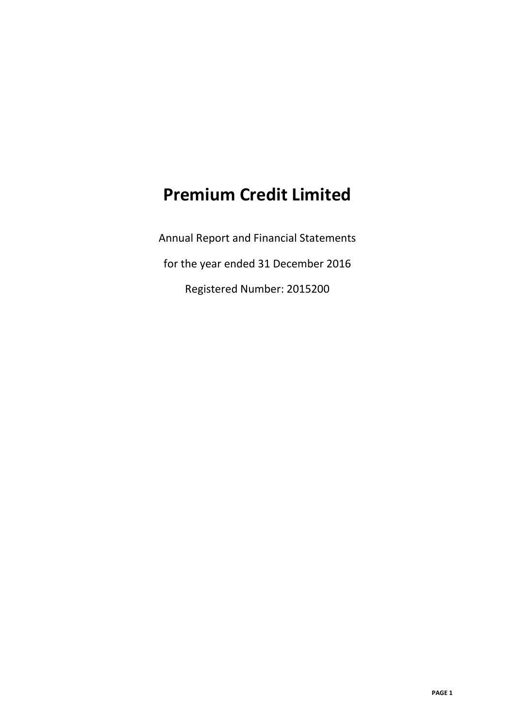# Premium Credit Limited

Annual Report and Financial Statements

for the year ended 31 December 2016

Registered Number: 2015200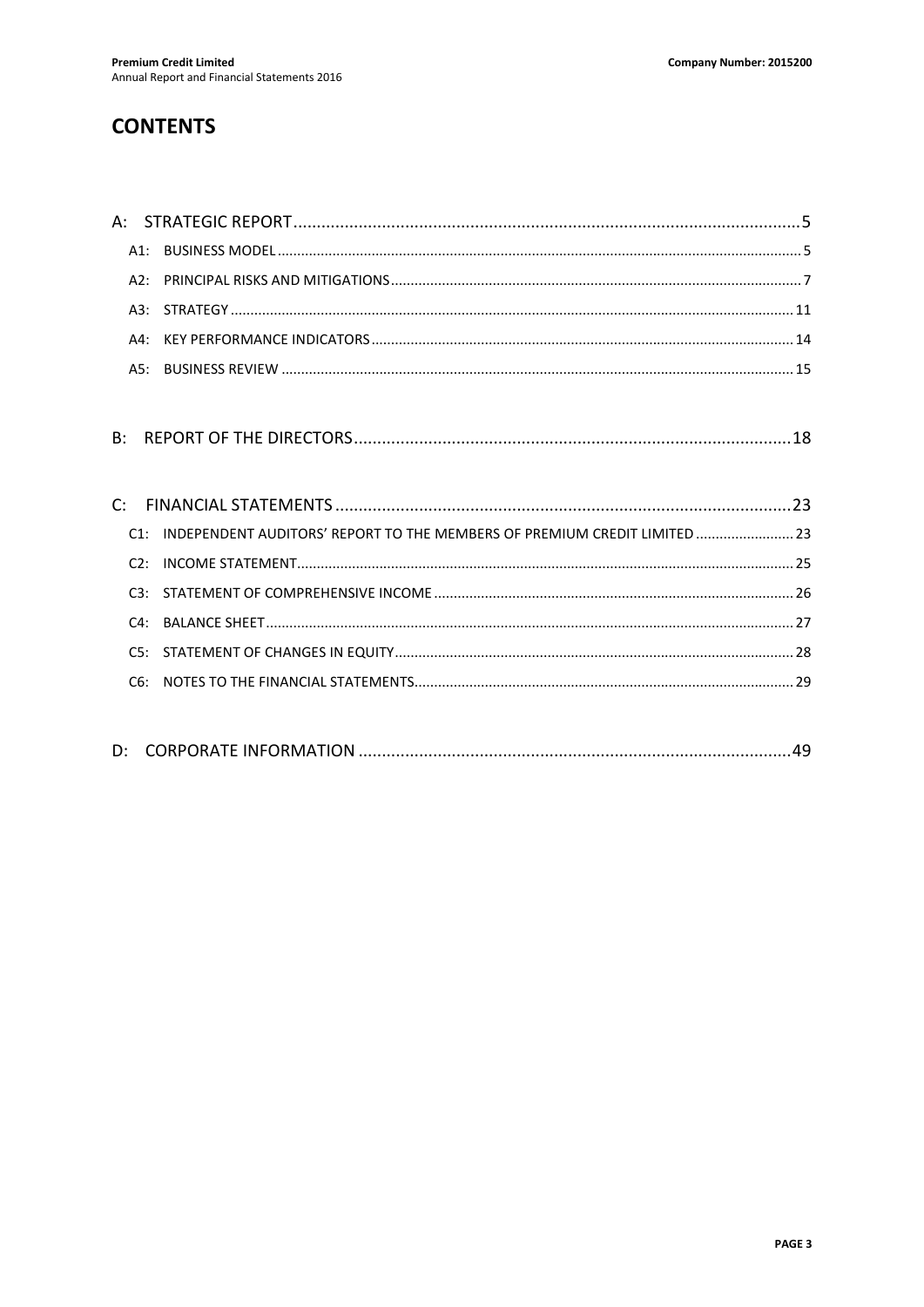# CONTENTS

| | |
|---|---|
| A: STRATEGIC REPORT | 5 |
| A1: BUSINESS MODEL | 5 |
| A2: PRINCIPAL RISKS AND MITIGATIONS | 7 |
| A3: STRATEGY | 11 |
| A4: KEY PERFORMANCE INDICATORS | 14 |
| A5: BUSINESS REVIEW | 15 |
| B: REPORT OF THE DIRECTORS | 18 |
| C: FINANCIAL STATEMENTS | 23 |
| C1: INDEPENDENT AUDITORS' REPORT TO THE MEMBERS OF PREMIUM CREDIT LIMITED | 23 |
| C2: INCOME STATEMENT | 25 |
| C3: STATEMENT OF COMPREHENSIVE INCOME | 26 |
| C4: BALANCE SHEET | 27 |
| C5: STATEMENT OF CHANGES IN EQUITY | 28 |
| C6: NOTES TO THE FINANCIAL STATEMENTS | 29 |
| D: CORPORATE INFORMATION | 49 |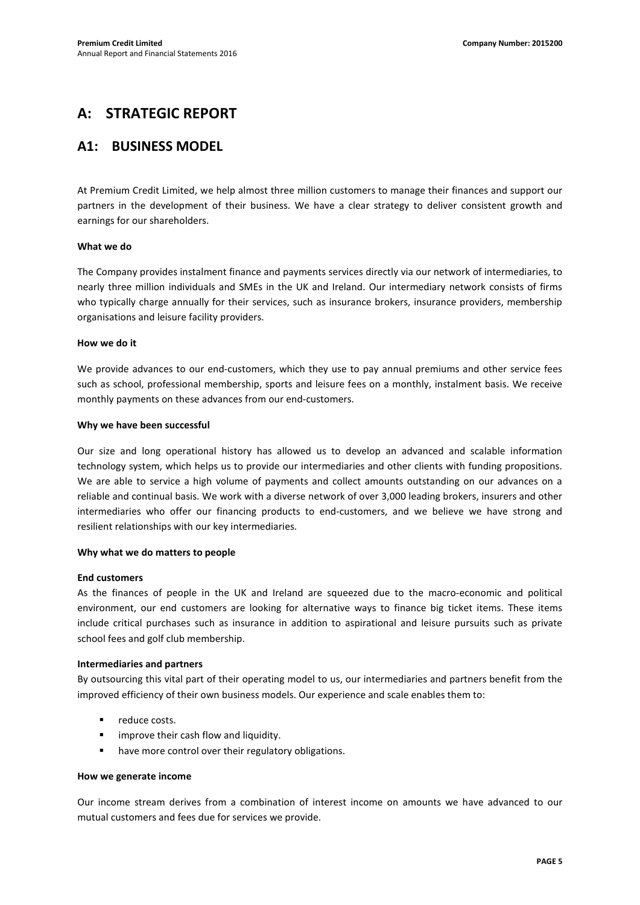# A: STRATEGIC REPORT

## A1: BUSINESS MODEL

At Premium Credit Limited, we help almost three million customers to manage their finances and support our partners in the development of their business. We have a clear strategy to deliver consistent growth and earnings for our shareholders.

**What we do**

The Company provides instalment finance and payments services directly via our network of intermediaries, to nearly three million individuals and SMEs in the UK and Ireland. Our intermediary network consists of firms who typically charge annually for their services, such as insurance brokers, insurance providers, membership organisations and leisure facility providers.

**How we do it**

We provide advances to our end-customers, which they use to pay annual premiums and other service fees such as school, professional membership, sports and leisure fees on a monthly, instalment basis. We receive monthly payments on these advances from our end-customers.

**Why we have been successful**

Our size and long operational history has allowed us to develop an advanced and scalable information technology system, which helps us to provide our intermediaries and other clients with funding propositions. We are able to service a high volume of payments and collect amounts outstanding on our advances on a reliable and continual basis. We work with a diverse network of over 3,000 leading brokers, insurers and other intermediaries who offer our financing products to end-customers, and we believe we have strong and resilient relationships with our key intermediaries.

**Why what we do matters to people**

**End customers**
As the finances of people in the UK and Ireland are squeezed due to the macro-economic and political environment, our end customers are looking for alternative ways to finance big ticket items. These items include critical purchases such as insurance in addition to aspirational and leisure pursuits such as private school fees and golf club membership.

**Intermediaries and partners**
By outsourcing this vital part of their operating model to us, our intermediaries and partners benefit from the improved efficiency of their own business models. Our experience and scale enables them to:

- reduce costs.
- improve their cash flow and liquidity.
- have more control over their regulatory obligations.

**How we generate income**

Our income stream derives from a combination of interest income on amounts we have advanced to our mutual customers and fees due for services we provide.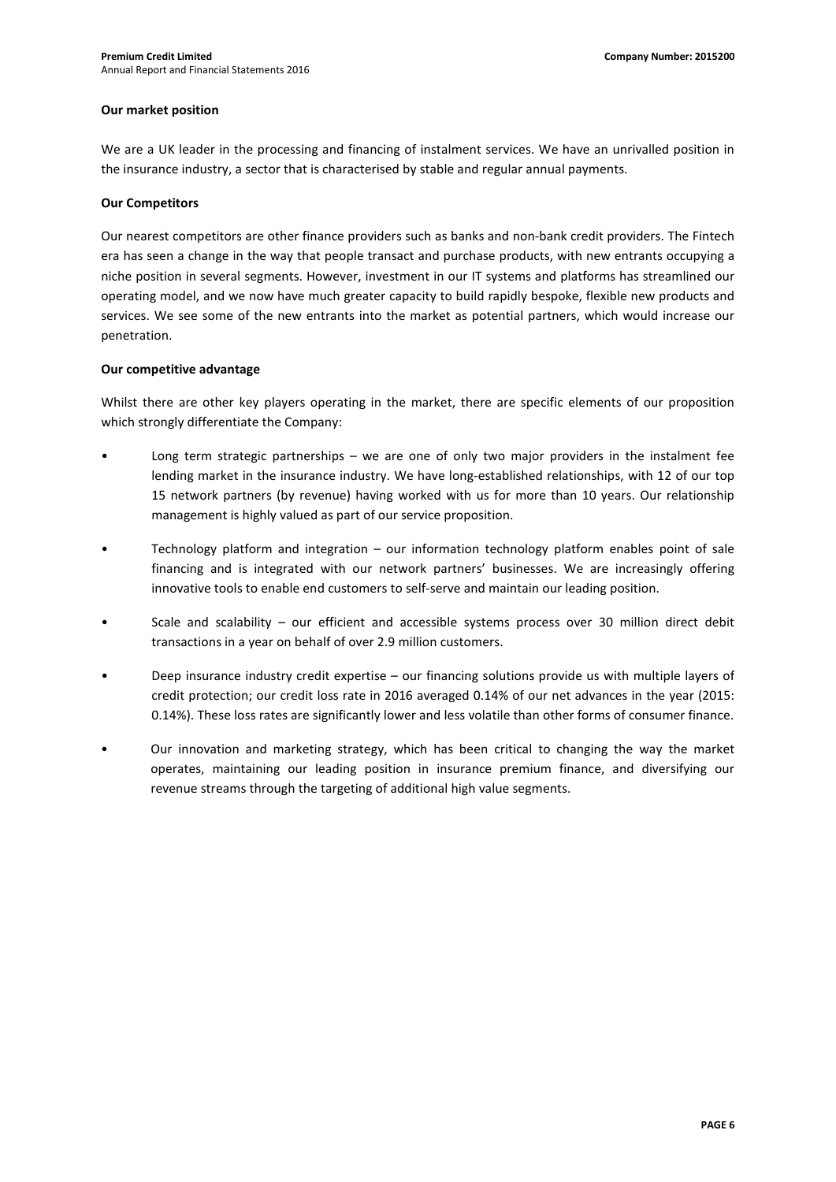**Our market position**

We are a UK leader in the processing and financing of instalment services. We have an unrivalled position in the insurance industry, a sector that is characterised by stable and regular annual payments.

**Our Competitors**

Our nearest competitors are other finance providers such as banks and non-bank credit providers. The Fintech era has seen a change in the way that people transact and purchase products, with new entrants occupying a niche position in several segments. However, investment in our IT systems and platforms has streamlined our operating model, and we now have much greater capacity to build rapidly bespoke, flexible new products and services. We see some of the new entrants into the market as potential partners, which would increase our penetration.

**Our competitive advantage**

Whilst there are other key players operating in the market, there are specific elements of our proposition which strongly differentiate the Company:

- Long term strategic partnerships – we are one of only two major providers in the instalment fee lending market in the insurance industry. We have long-established relationships, with 12 of our top 15 network partners (by revenue) having worked with us for more than 10 years. Our relationship management is highly valued as part of our service proposition.
- Technology platform and integration – our information technology platform enables point of sale financing and is integrated with our network partners' businesses. We are increasingly offering innovative tools to enable end customers to self-serve and maintain our leading position.
- Scale and scalability – our efficient and accessible systems process over 30 million direct debit transactions in a year on behalf of over 2.9 million customers.
- Deep insurance industry credit expertise – our financing solutions provide us with multiple layers of credit protection; our credit loss rate in 2016 averaged 0.14% of our net advances in the year (2015: 0.14%). These loss rates are significantly lower and less volatile than other forms of consumer finance.
- Our innovation and marketing strategy, which has been critical to changing the way the market operates, maintaining our leading position in insurance premium finance, and diversifying our revenue streams through the targeting of additional high value segments.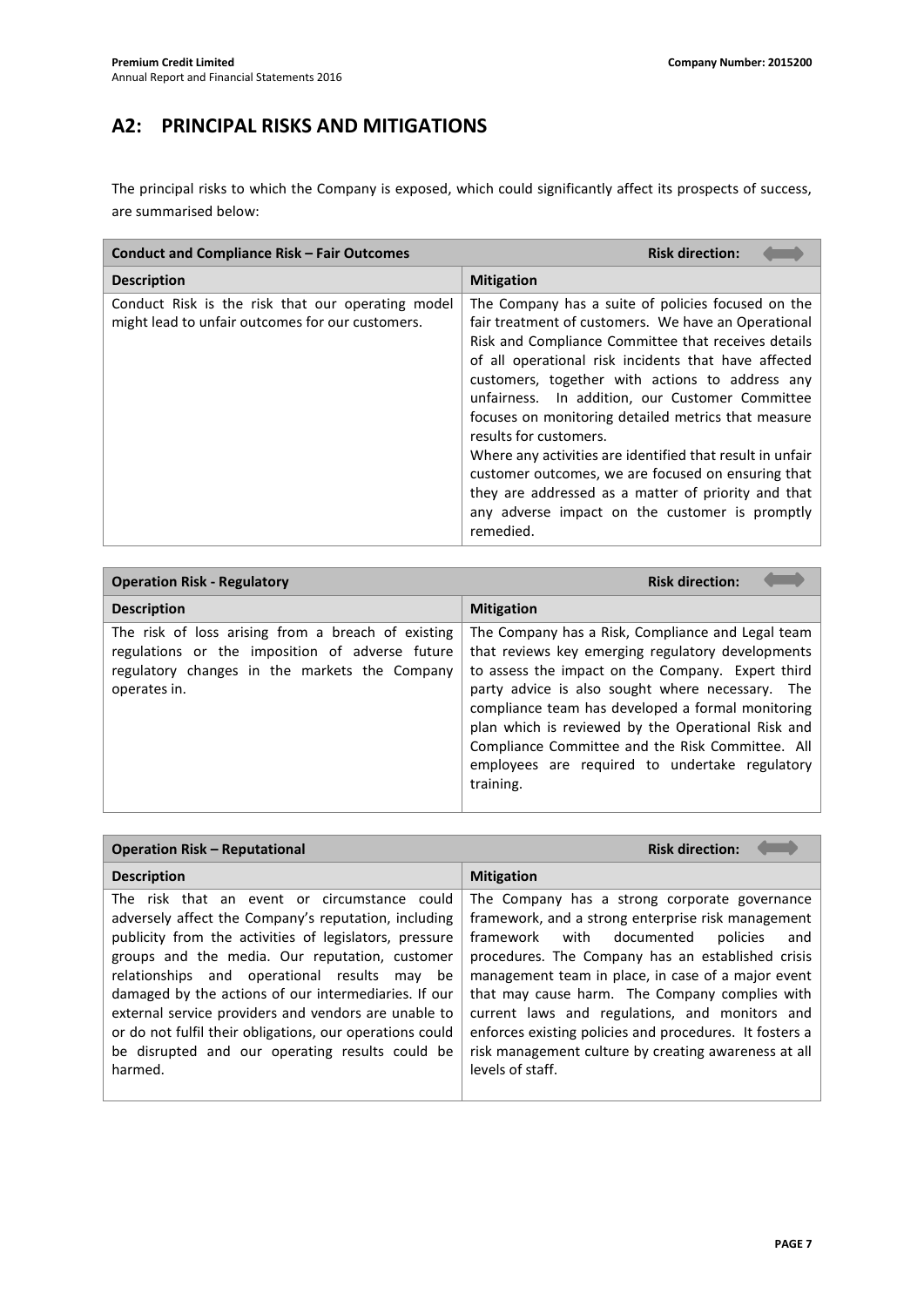## A2: PRINCIPAL RISKS AND MITIGATIONS

The principal risks to which the Company is exposed, which could significantly affect its prospects of success, are summarised below:

| **Conduct and Compliance Risk – Fair Outcomes** | **Risk direction:** |
|---|---|
| **Description** | **Mitigation** |
| Conduct Risk is the risk that our operating model might lead to unfair outcomes for our customers. | The Company has a suite of policies focused on the fair treatment of customers. We have an Operational Risk and Compliance Committee that receives details of all operational risk incidents that have affected customers, together with actions to address any unfairness. In addition, our Customer Committee focuses on monitoring detailed metrics that measure results for customers.<br>Where any activities are identified that result in unfair customer outcomes, we are focused on ensuring that they are addressed as a matter of priority and that any adverse impact on the customer is promptly remedied. |

| **Operation Risk - Regulatory** | **Risk direction:** |
|---|---|
| **Description** | **Mitigation** |
| The risk of loss arising from a breach of existing regulations or the imposition of adverse future regulatory changes in the markets the Company operates in. | The Company has a Risk, Compliance and Legal team that reviews key emerging regulatory developments to assess the impact on the Company. Expert third party advice is also sought where necessary. The compliance team has developed a formal monitoring plan which is reviewed by the Operational Risk and Compliance Committee and the Risk Committee. All employees are required to undertake regulatory training. |

| **Operation Risk – Reputational** | **Risk direction:** |
|---|---|
| **Description** | **Mitigation** |
| The risk that an event or circumstance could adversely affect the Company's reputation, including publicity from the activities of legislators, pressure groups and the media. Our reputation, customer relationships and operational results may be damaged by the actions of our intermediaries. If our external service providers and vendors are unable to or do not fulfil their obligations, our operations could be disrupted and our operating results could be harmed. | The Company has a strong corporate governance framework, and a strong enterprise risk management framework with documented policies and procedures. The Company has an established crisis management team in place, in case of a major event that may cause harm. The Company complies with current laws and regulations, and monitors and enforces existing policies and procedures. It fosters a risk management culture by creating awareness at all levels of staff. |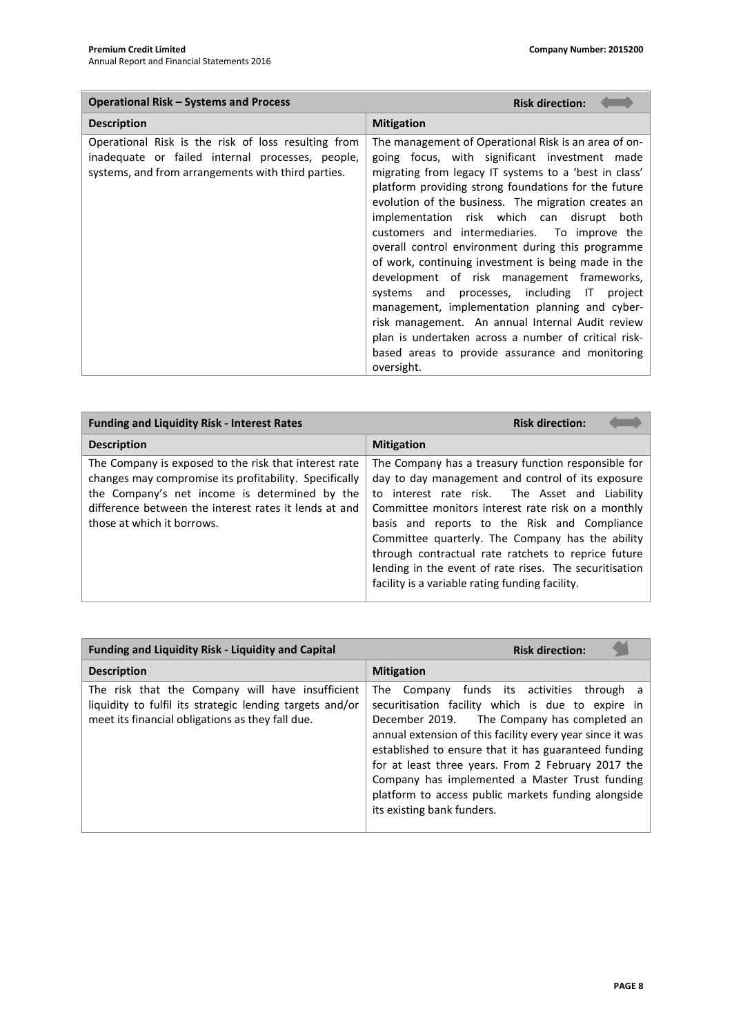| Operational Risk – Systems and Process | Risk direction: ⟷ |
|---|---|
| **Description** | **Mitigation** |
| Operational Risk is the risk of loss resulting from inadequate or failed internal processes, people, systems, and from arrangements with third parties. | The management of Operational Risk is an area of on-going focus, with significant investment made migrating from legacy IT systems to a 'best in class' platform providing strong foundations for the future evolution of the business. The migration creates an implementation risk which can disrupt both customers and intermediaries. To improve the overall control environment during this programme of work, continuing investment is being made in the development of risk management frameworks, systems and processes, including IT project management, implementation planning and cyber-risk management. An annual Internal Audit review plan is undertaken across a number of critical risk-based areas to provide assurance and monitoring oversight. |

| Funding and Liquidity Risk - Interest Rates | Risk direction: ⟷ |
|---|---|
| **Description** | **Mitigation** |
| The Company is exposed to the risk that interest rate changes may compromise its profitability. Specifically the Company's net income is determined by the difference between the interest rates it lends at and those at which it borrows. | The Company has a treasury function responsible for day to day management and control of its exposure to interest rate risk. The Asset and Liability Committee monitors interest rate risk on a monthly basis and reports to the Risk and Compliance Committee quarterly. The Company has the ability through contractual rate ratchets to reprice future lending in the event of rate rises. The securitisation facility is a variable rating funding facility. |

| Funding and Liquidity Risk - Liquidity and Capital | Risk direction: ↙ |
|---|---|
| **Description** | **Mitigation** |
| The risk that the Company will have insufficient liquidity to fulfil its strategic lending targets and/or meet its financial obligations as they fall due. | The Company funds its activities through a securitisation facility which is due to expire in December 2019. The Company has completed an annual extension of this facility every year since it was established to ensure that it has guaranteed funding for at least three years. From 2 February 2017 the Company has implemented a Master Trust funding platform to access public markets funding alongside its existing bank funders. |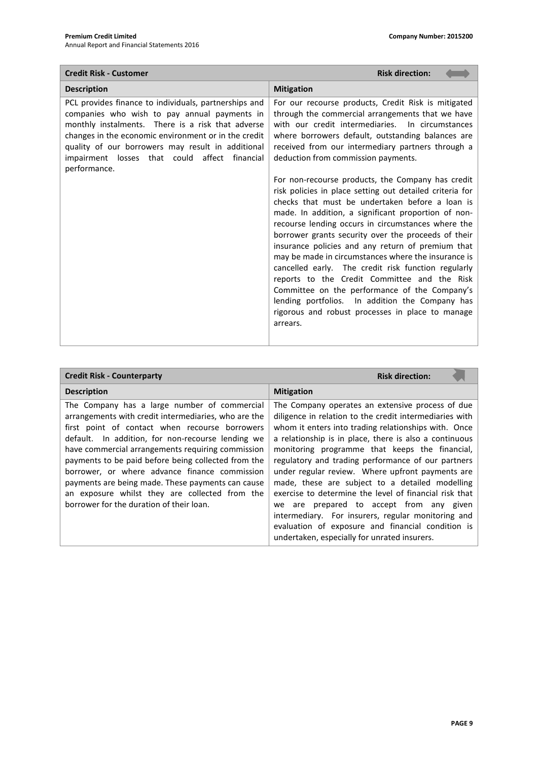| Credit Risk - Customer | Risk direction: |
|---|---|
| **Description** | **Mitigation** |
| PCL provides finance to individuals, partnerships and companies who wish to pay annual payments in monthly instalments. There is a risk that adverse changes in the economic environment or in the credit quality of our borrowers may result in additional impairment losses that could affect financial performance. | For our recourse products, Credit Risk is mitigated through the commercial arrangements that we have with our credit intermediaries. In circumstances where borrowers default, outstanding balances are received from our intermediary partners through a deduction from commission payments.<br><br>For non-recourse products, the Company has credit risk policies in place setting out detailed criteria for checks that must be undertaken before a loan is made. In addition, a significant proportion of non-recourse lending occurs in circumstances where the borrower grants security over the proceeds of their insurance policies and any return of premium that may be made in circumstances where the insurance is cancelled early. The credit risk function regularly reports to the Credit Committee and the Risk Committee on the performance of the Company's lending portfolios. In addition the Company has rigorous and robust processes in place to manage arrears. |

| Credit Risk - Counterparty | Risk direction: |
|---|---|
| **Description** | **Mitigation** |
| The Company has a large number of commercial arrangements with credit intermediaries, who are the first point of contact when recourse borrowers default. In addition, for non-recourse lending we have commercial arrangements requiring commission payments to be paid before being collected from the borrower, or where advance finance commission payments are being made. These payments can cause an exposure whilst they are collected from the borrower for the duration of their loan. | The Company operates an extensive process of due diligence in relation to the credit intermediaries with whom it enters into trading relationships with. Once a relationship is in place, there is also a continuous monitoring programme that keeps the financial, regulatory and trading performance of our partners under regular review. Where upfront payments are made, these are subject to a detailed modelling exercise to determine the level of financial risk that we are prepared to accept from any given intermediary. For insurers, regular monitoring and evaluation of exposure and financial condition is undertaken, especially for unrated insurers. |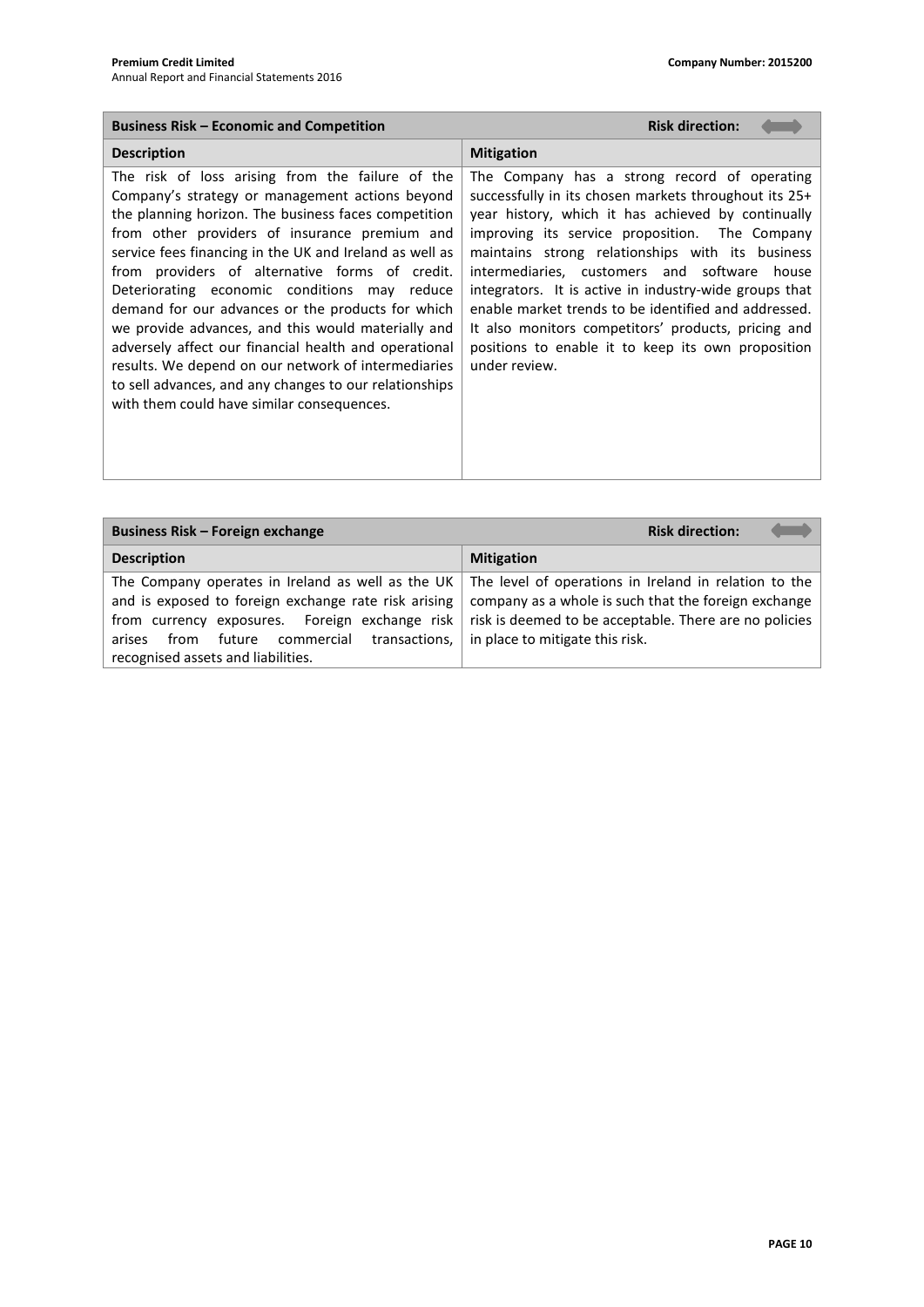| Business Risk – Economic and Competition | Risk direction: ⟷ |
|---|---|
| **Description** | **Mitigation** |
| The risk of loss arising from the failure of the Company's strategy or management actions beyond the planning horizon. The business faces competition from other providers of insurance premium and service fees financing in the UK and Ireland as well as from providers of alternative forms of credit. Deteriorating economic conditions may reduce demand for our advances or the products for which we provide advances, and this would materially and adversely affect our financial health and operational results. We depend on our network of intermediaries to sell advances, and any changes to our relationships with them could have similar consequences. | The Company has a strong record of operating successfully in its chosen markets throughout its 25+ year history, which it has achieved by continually improving its service proposition. The Company maintains strong relationships with its business intermediaries, customers and software house integrators. It is active in industry-wide groups that enable market trends to be identified and addressed. It also monitors competitors' products, pricing and positions to enable it to keep its own proposition under review. |

| Business Risk – Foreign exchange | Risk direction: ⟷ |
|---|---|
| **Description** | **Mitigation** |
| The Company operates in Ireland as well as the UK and is exposed to foreign exchange rate risk arising from currency exposures. Foreign exchange risk arises from future commercial transactions, recognised assets and liabilities. | The level of operations in Ireland in relation to the company as a whole is such that the foreign exchange risk is deemed to be acceptable. There are no policies in place to mitigate this risk. |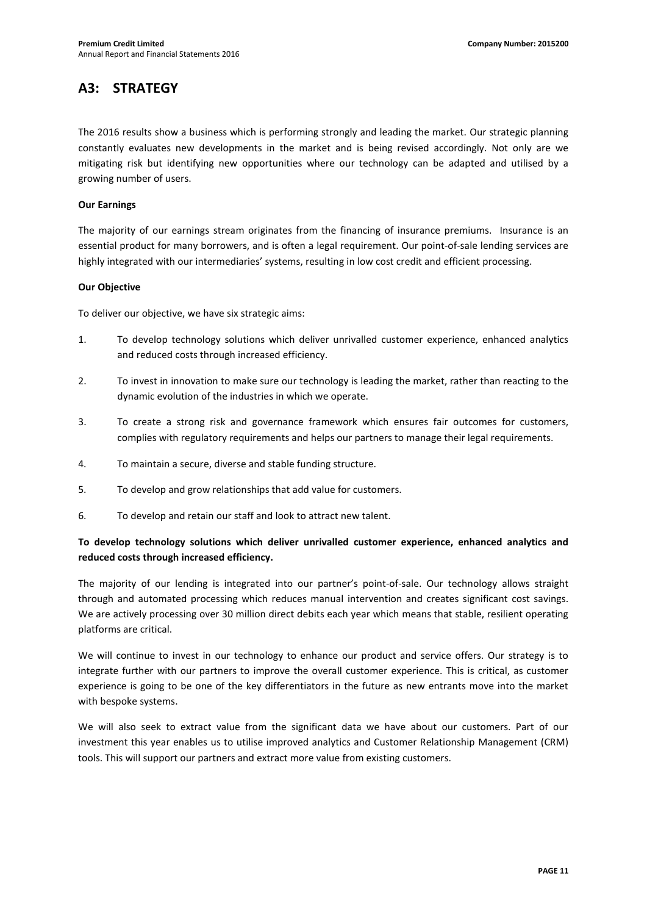## A3: STRATEGY

The 2016 results show a business which is performing strongly and leading the market. Our strategic planning constantly evaluates new developments in the market and is being revised accordingly. Not only are we mitigating risk but identifying new opportunities where our technology can be adapted and utilised by a growing number of users.

**Our Earnings**

The majority of our earnings stream originates from the financing of insurance premiums. Insurance is an essential product for many borrowers, and is often a legal requirement. Our point-of-sale lending services are highly integrated with our intermediaries' systems, resulting in low cost credit and efficient processing.

**Our Objective**

To deliver our objective, we have six strategic aims:

1. To develop technology solutions which deliver unrivalled customer experience, enhanced analytics and reduced costs through increased efficiency.
2. To invest in innovation to make sure our technology is leading the market, rather than reacting to the dynamic evolution of the industries in which we operate.
3. To create a strong risk and governance framework which ensures fair outcomes for customers, complies with regulatory requirements and helps our partners to manage their legal requirements.
4. To maintain a secure, diverse and stable funding structure.
5. To develop and grow relationships that add value for customers.
6. To develop and retain our staff and look to attract new talent.

**To develop technology solutions which deliver unrivalled customer experience, enhanced analytics and reduced costs through increased efficiency.**

The majority of our lending is integrated into our partner's point-of-sale. Our technology allows straight through and automated processing which reduces manual intervention and creates significant cost savings. We are actively processing over 30 million direct debits each year which means that stable, resilient operating platforms are critical.

We will continue to invest in our technology to enhance our product and service offers. Our strategy is to integrate further with our partners to improve the overall customer experience. This is critical, as customer experience is going to be one of the key differentiators in the future as new entrants move into the market with bespoke systems.

We will also seek to extract value from the significant data we have about our customers. Part of our investment this year enables us to utilise improved analytics and Customer Relationship Management (CRM) tools. This will support our partners and extract more value from existing customers.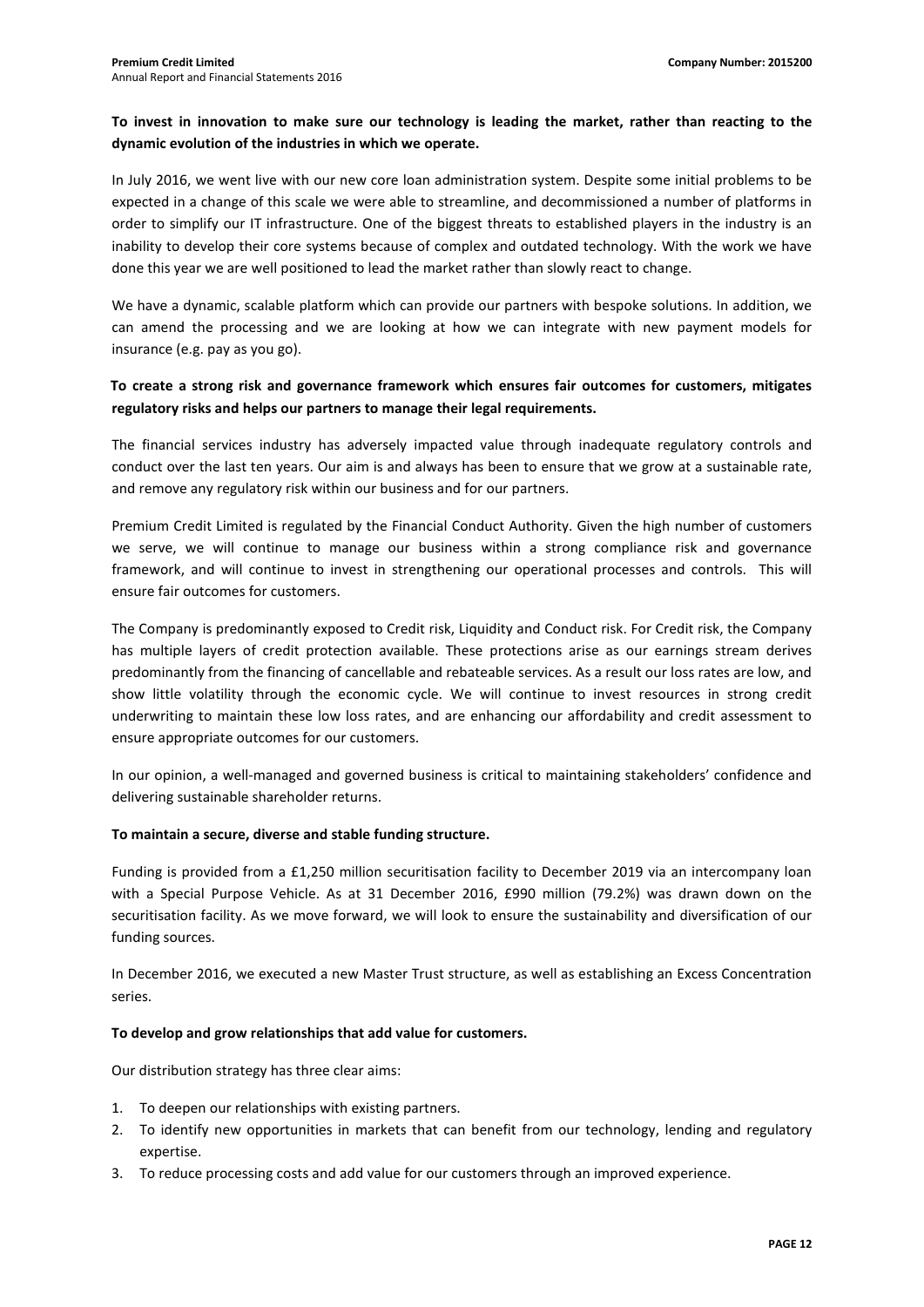**To invest in innovation to make sure our technology is leading the market, rather than reacting to the dynamic evolution of the industries in which we operate.**

In July 2016, we went live with our new core loan administration system. Despite some initial problems to be expected in a change of this scale we were able to streamline, and decommissioned a number of platforms in order to simplify our IT infrastructure. One of the biggest threats to established players in the industry is an inability to develop their core systems because of complex and outdated technology. With the work we have done this year we are well positioned to lead the market rather than slowly react to change.

We have a dynamic, scalable platform which can provide our partners with bespoke solutions. In addition, we can amend the processing and we are looking at how we can integrate with new payment models for insurance (e.g. pay as you go).

**To create a strong risk and governance framework which ensures fair outcomes for customers, mitigates regulatory risks and helps our partners to manage their legal requirements.**

The financial services industry has adversely impacted value through inadequate regulatory controls and conduct over the last ten years. Our aim is and always has been to ensure that we grow at a sustainable rate, and remove any regulatory risk within our business and for our partners.

Premium Credit Limited is regulated by the Financial Conduct Authority. Given the high number of customers we serve, we will continue to manage our business within a strong compliance risk and governance framework, and will continue to invest in strengthening our operational processes and controls. This will ensure fair outcomes for customers.

The Company is predominantly exposed to Credit risk, Liquidity and Conduct risk. For Credit risk, the Company has multiple layers of credit protection available. These protections arise as our earnings stream derives predominantly from the financing of cancellable and rebateable services. As a result our loss rates are low, and show little volatility through the economic cycle. We will continue to invest resources in strong credit underwriting to maintain these low loss rates, and are enhancing our affordability and credit assessment to ensure appropriate outcomes for our customers.

In our opinion, a well-managed and governed business is critical to maintaining stakeholders' confidence and delivering sustainable shareholder returns.

**To maintain a secure, diverse and stable funding structure.**

Funding is provided from a £1,250 million securitisation facility to December 2019 via an intercompany loan with a Special Purpose Vehicle. As at 31 December 2016, £990 million (79.2%) was drawn down on the securitisation facility. As we move forward, we will look to ensure the sustainability and diversification of our funding sources.

In December 2016, we executed a new Master Trust structure, as well as establishing an Excess Concentration series.

**To develop and grow relationships that add value for customers.**

Our distribution strategy has three clear aims:

1. To deepen our relationships with existing partners.
2. To identify new opportunities in markets that can benefit from our technology, lending and regulatory expertise.
3. To reduce processing costs and add value for our customers through an improved experience.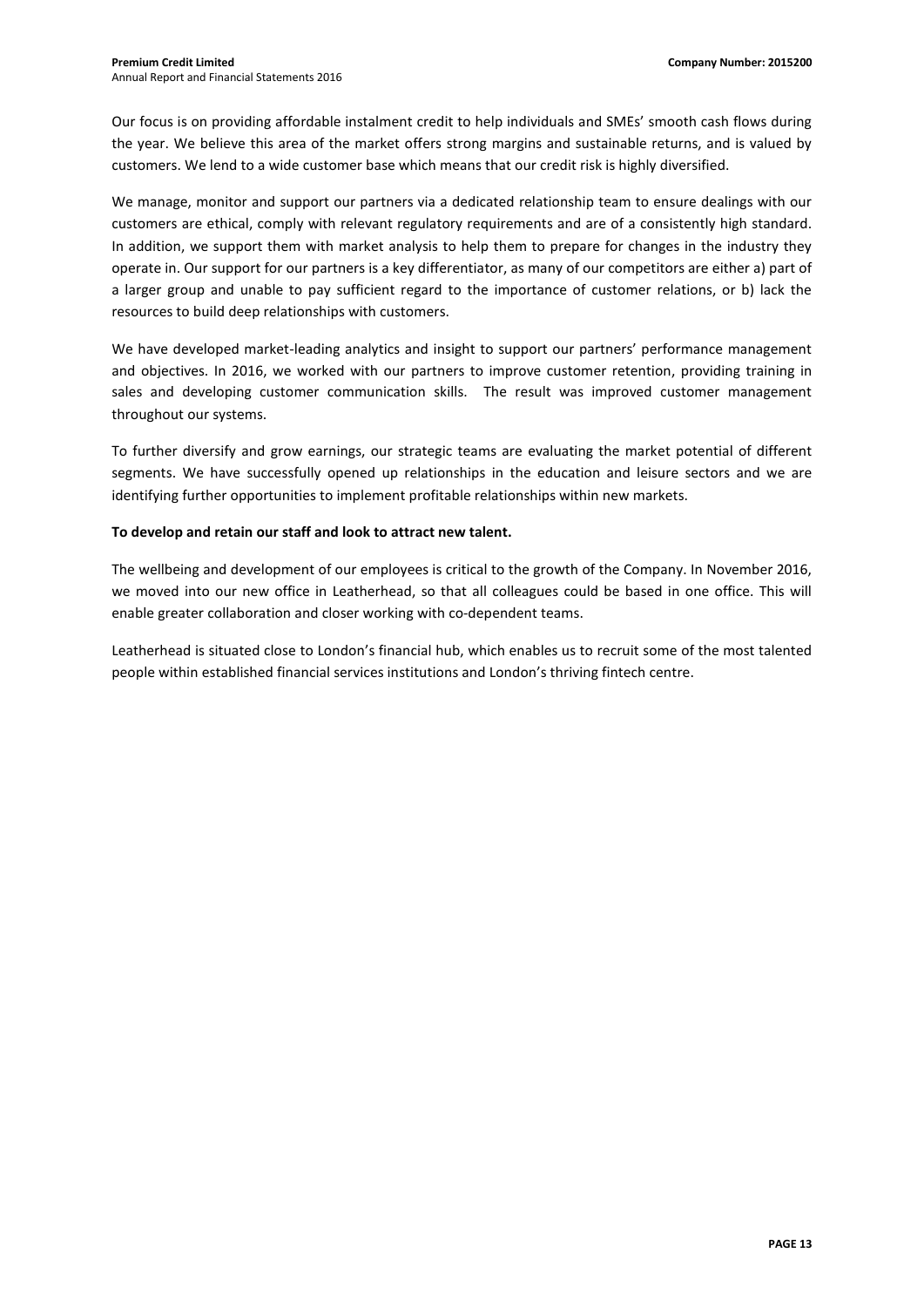Our focus is on providing affordable instalment credit to help individuals and SMEs' smooth cash flows during the year. We believe this area of the market offers strong margins and sustainable returns, and is valued by customers. We lend to a wide customer base which means that our credit risk is highly diversified.

We manage, monitor and support our partners via a dedicated relationship team to ensure dealings with our customers are ethical, comply with relevant regulatory requirements and are of a consistently high standard. In addition, we support them with market analysis to help them to prepare for changes in the industry they operate in. Our support for our partners is a key differentiator, as many of our competitors are either a) part of a larger group and unable to pay sufficient regard to the importance of customer relations, or b) lack the resources to build deep relationships with customers.

We have developed market-leading analytics and insight to support our partners' performance management and objectives. In 2016, we worked with our partners to improve customer retention, providing training in sales and developing customer communication skills. The result was improved customer management throughout our systems.

To further diversify and grow earnings, our strategic teams are evaluating the market potential of different segments. We have successfully opened up relationships in the education and leisure sectors and we are identifying further opportunities to implement profitable relationships within new markets.

**To develop and retain our staff and look to attract new talent.**

The wellbeing and development of our employees is critical to the growth of the Company. In November 2016, we moved into our new office in Leatherhead, so that all colleagues could be based in one office. This will enable greater collaboration and closer working with co-dependent teams.

Leatherhead is situated close to London's financial hub, which enables us to recruit some of the most talented people within established financial services institutions and London's thriving fintech centre.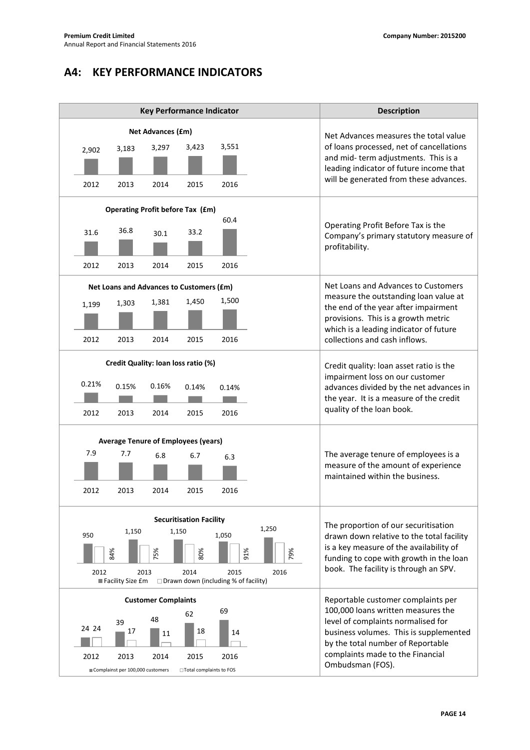## A4: KEY PERFORMANCE INDICATORS

| Key Performance Indicator | Description |
|---|---|
| **Net Advances (£m)**<br>2012: 2,902; 2013: 3,183; 2014: 3,297; 2015: 3,423; 2016: 3,551 | Net Advances measures the total value of loans processed, net of cancellations and mid- term adjustments. This is a leading indicator of future income that will be generated from these advances. |
| **Operating Profit before Tax (£m)**<br>2012: 31.6; 2013: 36.8; 2014: 30.1; 2015: 33.2; 2016: 60.4 | Operating Profit Before Tax is the Company's primary statutory measure of profitability. |
| **Net Loans and Advances to Customers (£m)**<br>2012: 1,199; 2013: 1,303; 2014: 1,381; 2015: 1,450; 2016: 1,500 | Net Loans and Advances to Customers measure the outstanding loan value at the end of the year after impairment provisions. This is a growth metric which is a leading indicator of future collections and cash inflows. |
| **Credit Quality: loan loss ratio (%)**<br>2012: 0.21%; 2013: 0.15%; 2014: 0.16%; 2015: 0.14%; 2016: 0.14% | Credit quality: loan asset ratio is the impairment loss on our customer advances divided by the net advances in the year. It is a measure of the credit quality of the loan book. |
| **Average Tenure of Employees (years)**<br>2012: 7.9; 2013: 7.7; 2014: 6.8; 2015: 6.7; 2016: 6.3 | The average tenure of employees is a measure of the amount of experience maintained within the business. |
| **Securitisation Facility**<br>Facility Size £m / Drawn down (including % of facility)<br>2012: 950 / 84%; 2013: 1,150 / 75%; 2014: 1,150 / 80%; 2015: 1,050 / 91%; 2016: 1,250 / 79% | The proportion of our securitisation drawn down relative to the total facility is a key measure of the availability of funding to cope with growth in the loan book. The facility is through an SPV. |
| **Customer Complaints**<br>Complainst per 100,000 customers / Total complaints to FOS<br>2012: 24 / 24; 2013: 39 / 17; 2014: 48 / 11; 2015: 62 / 18; 2016: 69 / 14 | Reportable customer complaints per 100,000 loans written measures the level of complaints normalised for business volumes. This is supplemented by the total number of Reportable complaints made to the Financial Ombudsman (FOS). |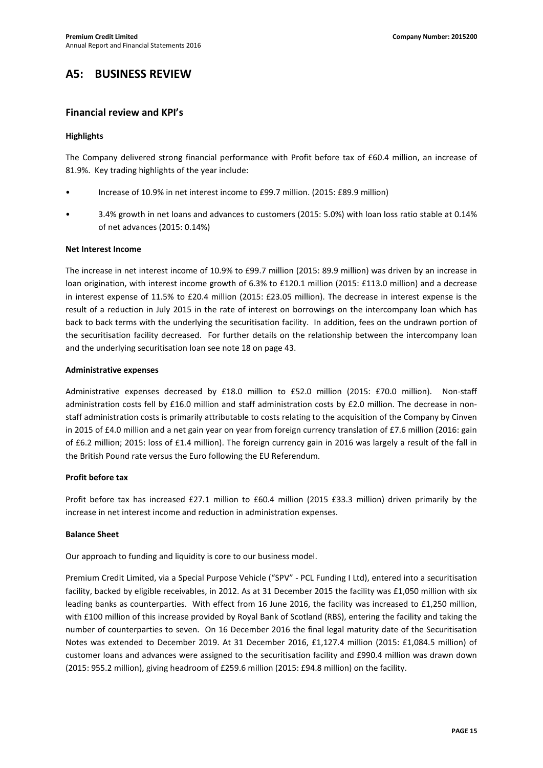# A5: BUSINESS REVIEW

## Financial review and KPI's

### Highlights

The Company delivered strong financial performance with Profit before tax of £60.4 million, an increase of 81.9%. Key trading highlights of the year include:

- Increase of 10.9% in net interest income to £99.7 million. (2015: £89.9 million)
- 3.4% growth in net loans and advances to customers (2015: 5.0%) with loan loss ratio stable at 0.14% of net advances (2015: 0.14%)

### Net Interest Income

The increase in net interest income of 10.9% to £99.7 million (2015: 89.9 million) was driven by an increase in loan origination, with interest income growth of 6.3% to £120.1 million (2015: £113.0 million) and a decrease in interest expense of 11.5% to £20.4 million (2015: £23.05 million). The decrease in interest expense is the result of a reduction in July 2015 in the rate of interest on borrowings on the intercompany loan which has back to back terms with the underlying the securitisation facility. In addition, fees on the undrawn portion of the securitisation facility decreased. For further details on the relationship between the intercompany loan and the underlying securitisation loan see note 18 on page 43.

### Administrative expenses

Administrative expenses decreased by £18.0 million to £52.0 million (2015: £70.0 million). Non-staff administration costs fell by £16.0 million and staff administration costs by £2.0 million. The decrease in non-staff administration costs is primarily attributable to costs relating to the acquisition of the Company by Cinven in 2015 of £4.0 million and a net gain year on year from foreign currency translation of £7.6 million (2016: gain of £6.2 million; 2015: loss of £1.4 million). The foreign currency gain in 2016 was largely a result of the fall in the British Pound rate versus the Euro following the EU Referendum.

### Profit before tax

Profit before tax has increased £27.1 million to £60.4 million (2015 £33.3 million) driven primarily by the increase in net interest income and reduction in administration expenses.

### Balance Sheet

Our approach to funding and liquidity is core to our business model.

Premium Credit Limited, via a Special Purpose Vehicle ("SPV" - PCL Funding I Ltd), entered into a securitisation facility, backed by eligible receivables, in 2012. As at 31 December 2015 the facility was £1,050 million with six leading banks as counterparties. With effect from 16 June 2016, the facility was increased to £1,250 million, with £100 million of this increase provided by Royal Bank of Scotland (RBS), entering the facility and taking the number of counterparties to seven. On 16 December 2016 the final legal maturity date of the Securitisation Notes was extended to December 2019. At 31 December 2016, £1,127.4 million (2015: £1,084.5 million) of customer loans and advances were assigned to the securitisation facility and £990.4 million was drawn down (2015: 955.2 million), giving headroom of £259.6 million (2015: £94.8 million) on the facility.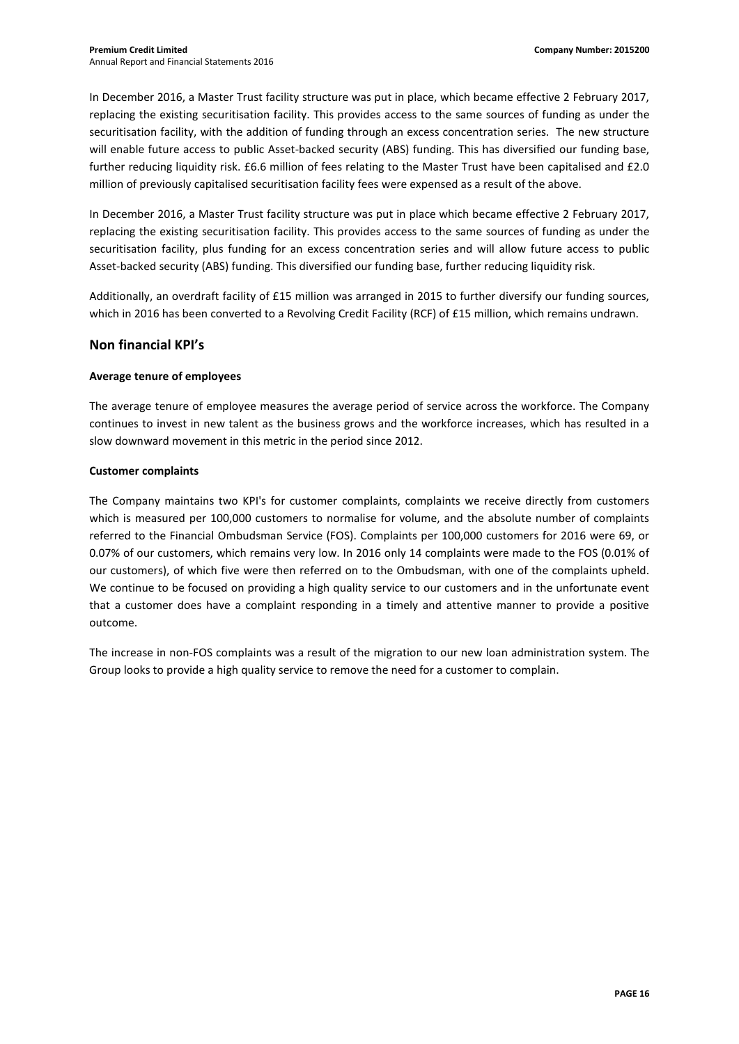In December 2016, a Master Trust facility structure was put in place, which became effective 2 February 2017, replacing the existing securitisation facility. This provides access to the same sources of funding as under the securitisation facility, with the addition of funding through an excess concentration series. The new structure will enable future access to public Asset-backed security (ABS) funding. This has diversified our funding base, further reducing liquidity risk. £6.6 million of fees relating to the Master Trust have been capitalised and £2.0 million of previously capitalised securitisation facility fees were expensed as a result of the above.

In December 2016, a Master Trust facility structure was put in place which became effective 2 February 2017, replacing the existing securitisation facility. This provides access to the same sources of funding as under the securitisation facility, plus funding for an excess concentration series and will allow future access to public Asset-backed security (ABS) funding. This diversified our funding base, further reducing liquidity risk.

Additionally, an overdraft facility of £15 million was arranged in 2015 to further diversify our funding sources, which in 2016 has been converted to a Revolving Credit Facility (RCF) of £15 million, which remains undrawn.

## Non financial KPI's

**Average tenure of employees**

The average tenure of employee measures the average period of service across the workforce. The Company continues to invest in new talent as the business grows and the workforce increases, which has resulted in a slow downward movement in this metric in the period since 2012.

**Customer complaints**

The Company maintains two KPI's for customer complaints, complaints we receive directly from customers which is measured per 100,000 customers to normalise for volume, and the absolute number of complaints referred to the Financial Ombudsman Service (FOS). Complaints per 100,000 customers for 2016 were 69, or 0.07% of our customers, which remains very low. In 2016 only 14 complaints were made to the FOS (0.01% of our customers), of which five were then referred on to the Ombudsman, with one of the complaints upheld. We continue to be focused on providing a high quality service to our customers and in the unfortunate event that a customer does have a complaint responding in a timely and attentive manner to provide a positive outcome.

The increase in non-FOS complaints was a result of the migration to our new loan administration system. The Group looks to provide a high quality service to remove the need for a customer to complain.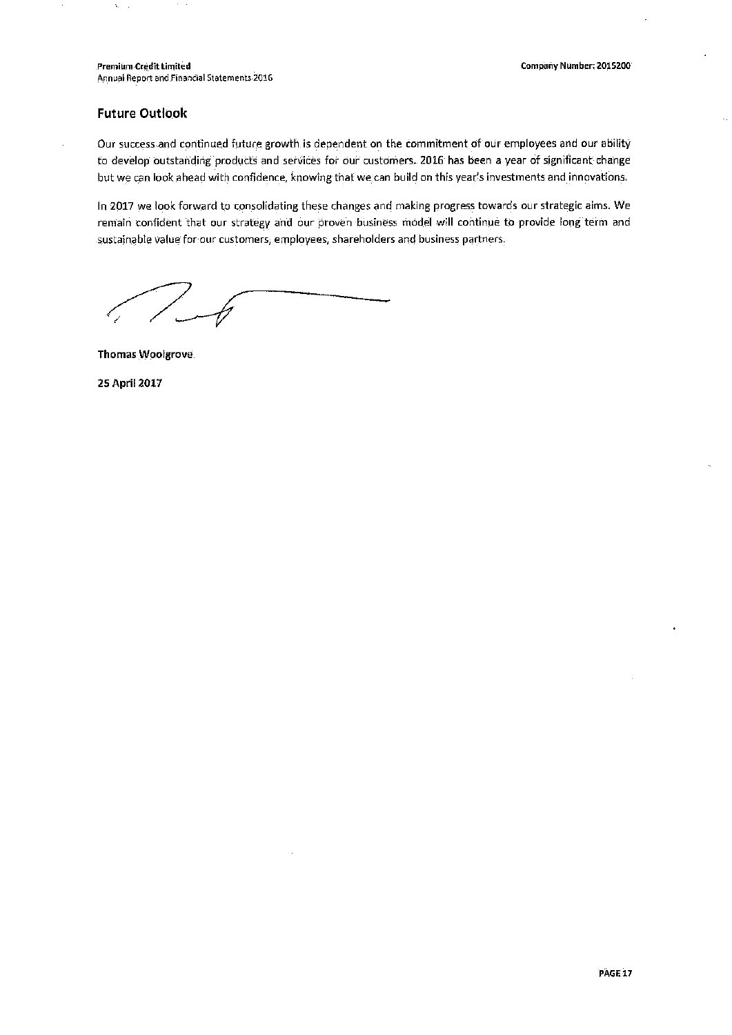## Future Outlook

Our success and continued future growth is dependent on the commitment of our employees and our ability to develop outstanding products and services for our customers. 2016 has been a year of significant change but we can look ahead with confidence, knowing that we can build on this year's investments and innovations.

In 2017 we look forward to consolidating these changes and making progress towards our strategic aims. We remain confident that our strategy and our proven business model will continue to provide long term and sustainable value for our customers, employees, shareholders and business partners.

**Thomas Woolgrove**

**25 April 2017**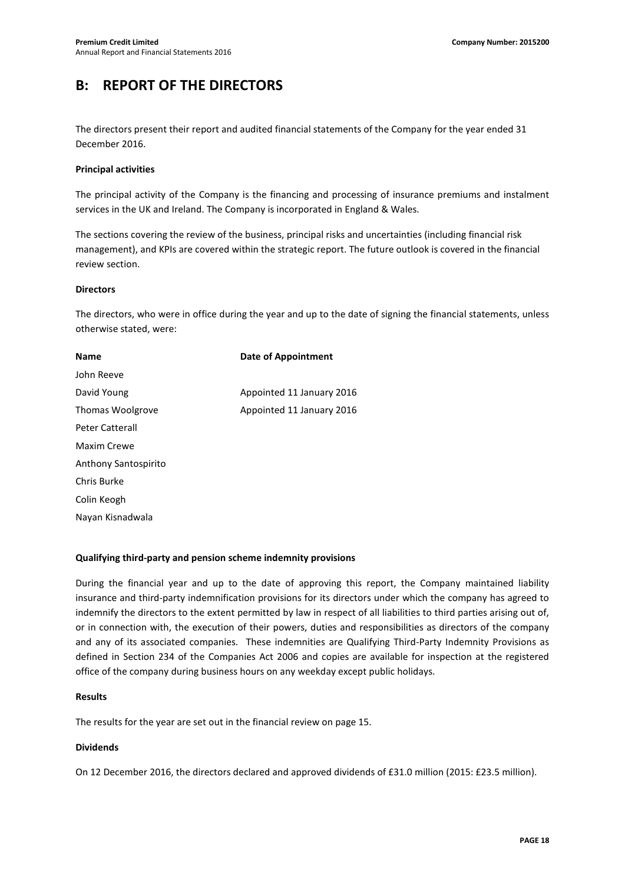# B: REPORT OF THE DIRECTORS

The directors present their report and audited financial statements of the Company for the year ended 31 December 2016.

**Principal activities**

The principal activity of the Company is the financing and processing of insurance premiums and instalment services in the UK and Ireland. The Company is incorporated in England & Wales.

The sections covering the review of the business, principal risks and uncertainties (including financial risk management), and KPIs are covered within the strategic report. The future outlook is covered in the financial review section.

**Directors**

The directors, who were in office during the year and up to the date of signing the financial statements, unless otherwise stated, were:

| Name | Date of Appointment |
|---|---|
| John Reeve | |
| David Young | Appointed 11 January 2016 |
| Thomas Woolgrove | Appointed 11 January 2016 |
| Peter Catterall | |
| Maxim Crewe | |
| Anthony Santospirito | |
| Chris Burke | |
| Colin Keogh | |
| Nayan Kisnadwala | |

**Qualifying third-party and pension scheme indemnity provisions**

During the financial year and up to the date of approving this report, the Company maintained liability insurance and third-party indemnification provisions for its directors under which the company has agreed to indemnify the directors to the extent permitted by law in respect of all liabilities to third parties arising out of, or in connection with, the execution of their powers, duties and responsibilities as directors of the company and any of its associated companies. These indemnities are Qualifying Third-Party Indemnity Provisions as defined in Section 234 of the Companies Act 2006 and copies are available for inspection at the registered office of the company during business hours on any weekday except public holidays.

**Results**

The results for the year are set out in the financial review on page 15.

**Dividends**

On 12 December 2016, the directors declared and approved dividends of £31.0 million (2015: £23.5 million).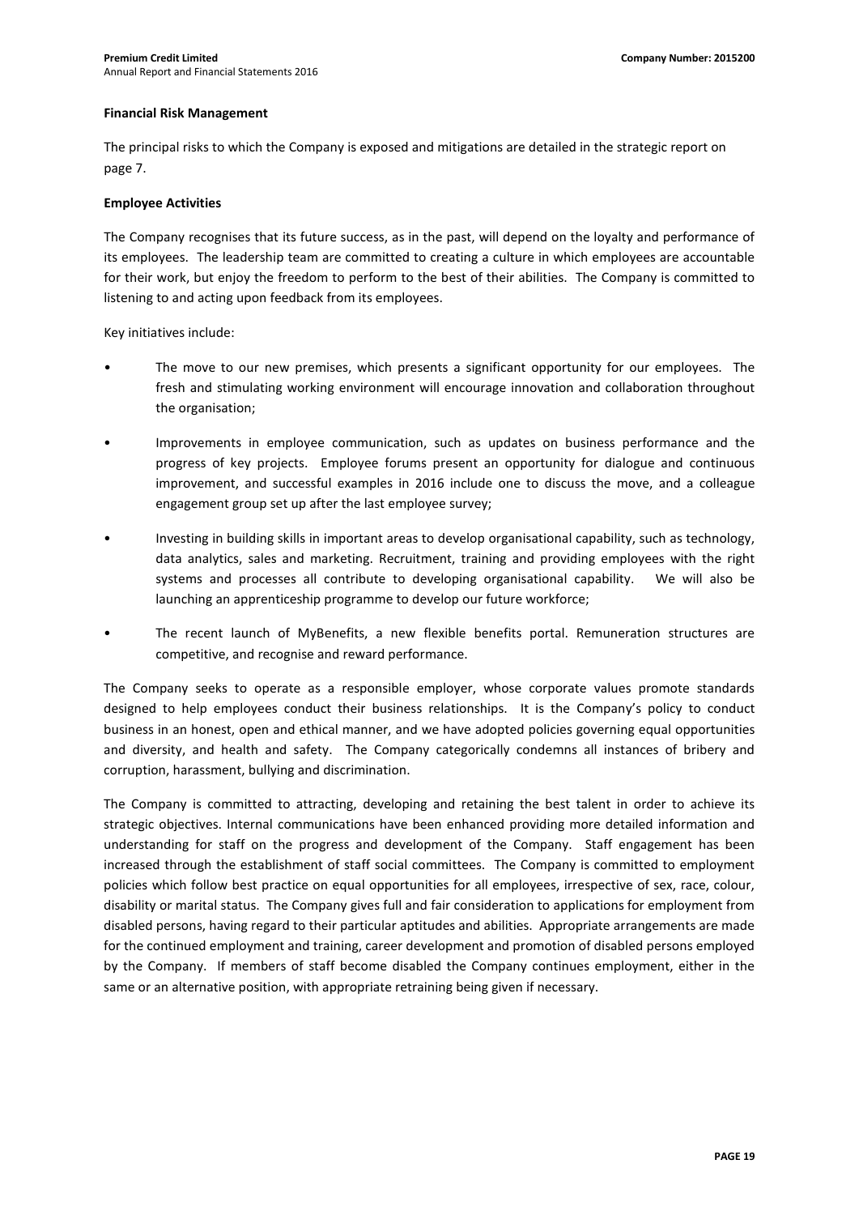**Financial Risk Management**

The principal risks to which the Company is exposed and mitigations are detailed in the strategic report on page 7.

**Employee Activities**

The Company recognises that its future success, as in the past, will depend on the loyalty and performance of its employees. The leadership team are committed to creating a culture in which employees are accountable for their work, but enjoy the freedom to perform to the best of their abilities. The Company is committed to listening to and acting upon feedback from its employees.

Key initiatives include:

- The move to our new premises, which presents a significant opportunity for our employees. The fresh and stimulating working environment will encourage innovation and collaboration throughout the organisation;
- Improvements in employee communication, such as updates on business performance and the progress of key projects. Employee forums present an opportunity for dialogue and continuous improvement, and successful examples in 2016 include one to discuss the move, and a colleague engagement group set up after the last employee survey;
- Investing in building skills in important areas to develop organisational capability, such as technology, data analytics, sales and marketing. Recruitment, training and providing employees with the right systems and processes all contribute to developing organisational capability. We will also be launching an apprenticeship programme to develop our future workforce;
- The recent launch of MyBenefits, a new flexible benefits portal. Remuneration structures are competitive, and recognise and reward performance.

The Company seeks to operate as a responsible employer, whose corporate values promote standards designed to help employees conduct their business relationships. It is the Company's policy to conduct business in an honest, open and ethical manner, and we have adopted policies governing equal opportunities and diversity, and health and safety. The Company categorically condemns all instances of bribery and corruption, harassment, bullying and discrimination.

The Company is committed to attracting, developing and retaining the best talent in order to achieve its strategic objectives. Internal communications have been enhanced providing more detailed information and understanding for staff on the progress and development of the Company. Staff engagement has been increased through the establishment of staff social committees. The Company is committed to employment policies which follow best practice on equal opportunities for all employees, irrespective of sex, race, colour, disability or marital status. The Company gives full and fair consideration to applications for employment from disabled persons, having regard to their particular aptitudes and abilities. Appropriate arrangements are made for the continued employment and training, career development and promotion of disabled persons employed by the Company. If members of staff become disabled the Company continues employment, either in the same or an alternative position, with appropriate retraining being given if necessary.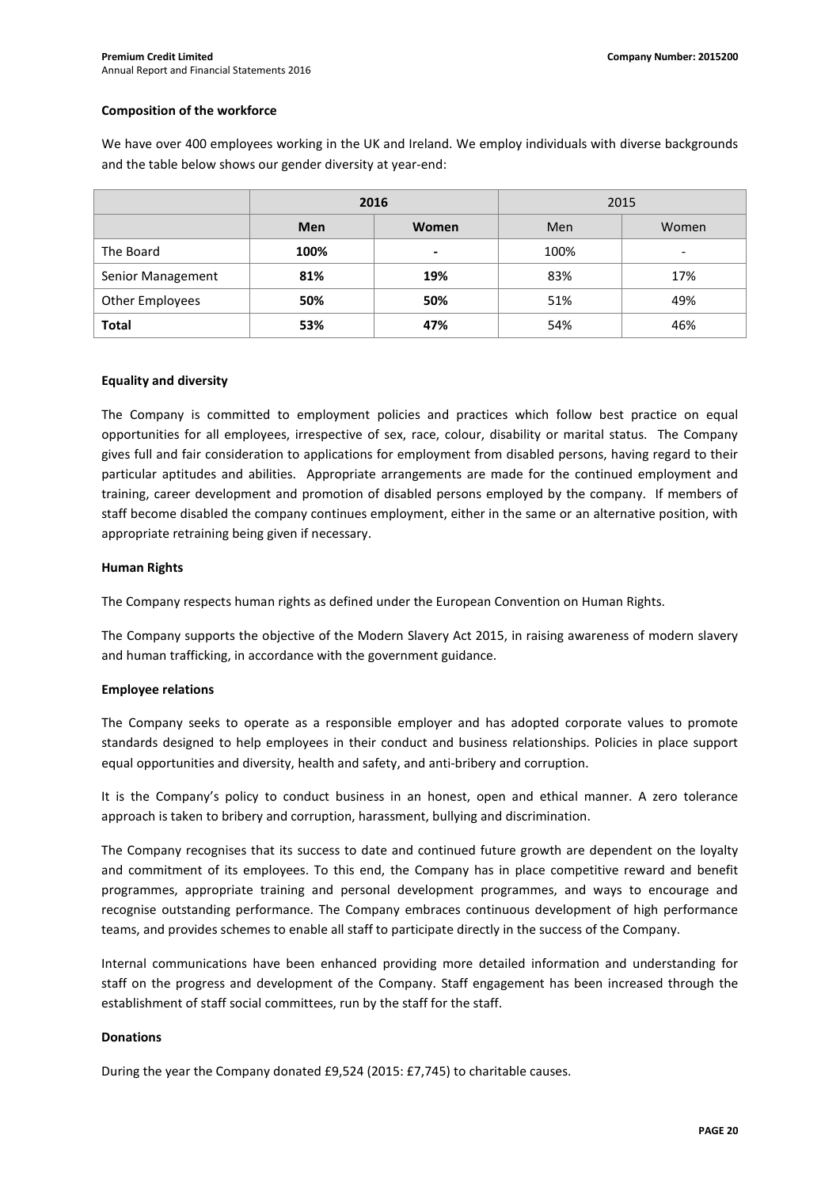#### Composition of the workforce

We have over 400 employees working in the UK and Ireland. We employ individuals with diverse backgrounds and the table below shows our gender diversity at year-end:

| | **2016** | | 2015 | |
|---|---|---|---|---|
| | **Men** | **Women** | Men | Women |
| The Board | **100%** | **-** | 100% | - |
| Senior Management | **81%** | **19%** | 83% | 17% |
| Other Employees | **50%** | **50%** | 51% | 49% |
| **Total** | **53%** | **47%** | 54% | 46% |

#### Equality and diversity

The Company is committed to employment policies and practices which follow best practice on equal opportunities for all employees, irrespective of sex, race, colour, disability or marital status. The Company gives full and fair consideration to applications for employment from disabled persons, having regard to their particular aptitudes and abilities. Appropriate arrangements are made for the continued employment and training, career development and promotion of disabled persons employed by the company. If members of staff become disabled the company continues employment, either in the same or an alternative position, with appropriate retraining being given if necessary.

#### Human Rights

The Company respects human rights as defined under the European Convention on Human Rights.

The Company supports the objective of the Modern Slavery Act 2015, in raising awareness of modern slavery and human trafficking, in accordance with the government guidance.

#### Employee relations

The Company seeks to operate as a responsible employer and has adopted corporate values to promote standards designed to help employees in their conduct and business relationships. Policies in place support equal opportunities and diversity, health and safety, and anti-bribery and corruption.

It is the Company's policy to conduct business in an honest, open and ethical manner. A zero tolerance approach is taken to bribery and corruption, harassment, bullying and discrimination.

The Company recognises that its success to date and continued future growth are dependent on the loyalty and commitment of its employees. To this end, the Company has in place competitive reward and benefit programmes, appropriate training and personal development programmes, and ways to encourage and recognise outstanding performance. The Company embraces continuous development of high performance teams, and provides schemes to enable all staff to participate directly in the success of the Company.

Internal communications have been enhanced providing more detailed information and understanding for staff on the progress and development of the Company. Staff engagement has been increased through the establishment of staff social committees, run by the staff for the staff.

#### Donations

During the year the Company donated £9,524 (2015: £7,745) to charitable causes.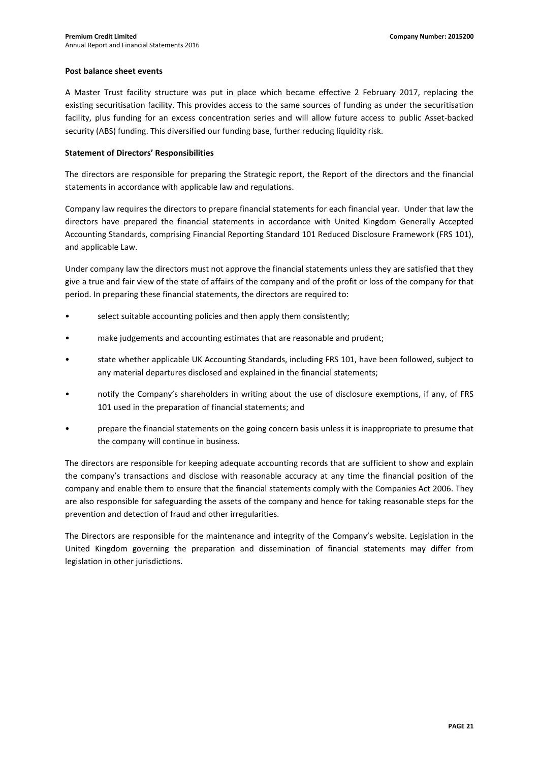**Post balance sheet events**

A Master Trust facility structure was put in place which became effective 2 February 2017, replacing the existing securitisation facility. This provides access to the same sources of funding as under the securitisation facility, plus funding for an excess concentration series and will allow future access to public Asset-backed security (ABS) funding. This diversified our funding base, further reducing liquidity risk.

**Statement of Directors' Responsibilities**

The directors are responsible for preparing the Strategic report, the Report of the directors and the financial statements in accordance with applicable law and regulations.

Company law requires the directors to prepare financial statements for each financial year. Under that law the directors have prepared the financial statements in accordance with United Kingdom Generally Accepted Accounting Standards, comprising Financial Reporting Standard 101 Reduced Disclosure Framework (FRS 101), and applicable Law.

Under company law the directors must not approve the financial statements unless they are satisfied that they give a true and fair view of the state of affairs of the company and of the profit or loss of the company for that period. In preparing these financial statements, the directors are required to:

- select suitable accounting policies and then apply them consistently;
- make judgements and accounting estimates that are reasonable and prudent;
- state whether applicable UK Accounting Standards, including FRS 101, have been followed, subject to any material departures disclosed and explained in the financial statements;
- notify the Company's shareholders in writing about the use of disclosure exemptions, if any, of FRS 101 used in the preparation of financial statements; and
- prepare the financial statements on the going concern basis unless it is inappropriate to presume that the company will continue in business.

The directors are responsible for keeping adequate accounting records that are sufficient to show and explain the company's transactions and disclose with reasonable accuracy at any time the financial position of the company and enable them to ensure that the financial statements comply with the Companies Act 2006. They are also responsible for safeguarding the assets of the company and hence for taking reasonable steps for the prevention and detection of fraud and other irregularities.

The Directors are responsible for the maintenance and integrity of the Company's website. Legislation in the United Kingdom governing the preparation and dissemination of financial statements may differ from legislation in other jurisdictions.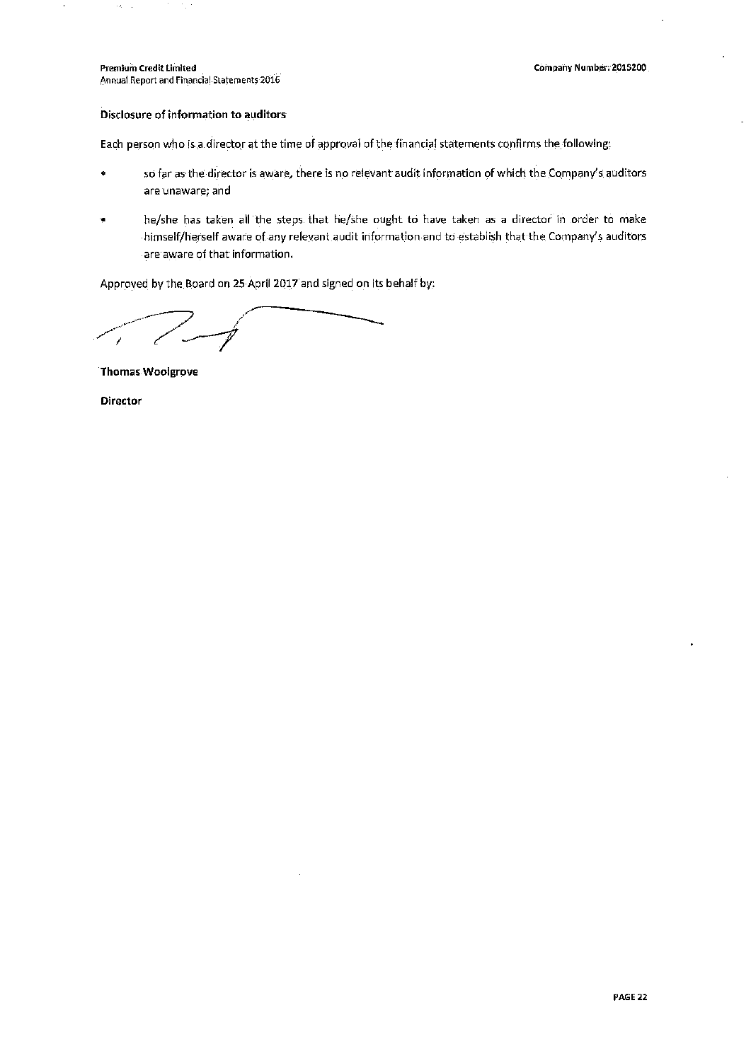### Disclosure of information to auditors

Each person who is a director at the time of approval of the financial statements confirms the following:

- so far as the director is aware, there is no relevant audit information of which the Company's auditors are unaware; and
- he/she has taken all the steps that he/she ought to have taken as a director in order to make himself/herself aware of any relevant audit information and to establish that the Company's auditors are aware of that information.

Approved by the Board on 25 April 2017 and signed on its behalf by:

**Thomas Woolgrove**

**Director**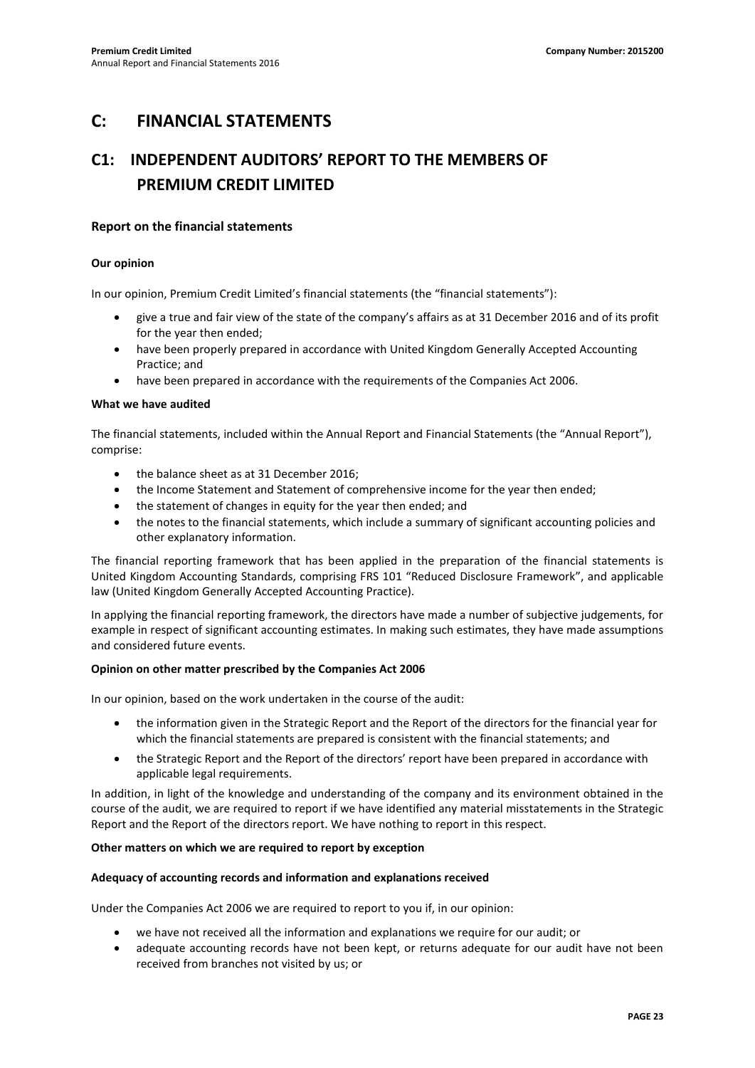# C: FINANCIAL STATEMENTS

# C1: INDEPENDENT AUDITORS' REPORT TO THE MEMBERS OF PREMIUM CREDIT LIMITED

## Report on the financial statements

### Our opinion

In our opinion, Premium Credit Limited's financial statements (the "financial statements"):

- give a true and fair view of the state of the company's affairs as at 31 December 2016 and of its profit for the year then ended;
- have been properly prepared in accordance with United Kingdom Generally Accepted Accounting Practice; and
- have been prepared in accordance with the requirements of the Companies Act 2006.

### What we have audited

The financial statements, included within the Annual Report and Financial Statements (the "Annual Report"), comprise:

- the balance sheet as at 31 December 2016;
- the Income Statement and Statement of comprehensive income for the year then ended;
- the statement of changes in equity for the year then ended; and
- the notes to the financial statements, which include a summary of significant accounting policies and other explanatory information.

The financial reporting framework that has been applied in the preparation of the financial statements is United Kingdom Accounting Standards, comprising FRS 101 "Reduced Disclosure Framework", and applicable law (United Kingdom Generally Accepted Accounting Practice).

In applying the financial reporting framework, the directors have made a number of subjective judgements, for example in respect of significant accounting estimates. In making such estimates, they have made assumptions and considered future events.

### Opinion on other matter prescribed by the Companies Act 2006

In our opinion, based on the work undertaken in the course of the audit:

- the information given in the Strategic Report and the Report of the directors for the financial year for which the financial statements are prepared is consistent with the financial statements; and
- the Strategic Report and the Report of the directors' report have been prepared in accordance with applicable legal requirements.

In addition, in light of the knowledge and understanding of the company and its environment obtained in the course of the audit, we are required to report if we have identified any material misstatements in the Strategic Report and the Report of the directors report. We have nothing to report in this respect.

### Other matters on which we are required to report by exception

#### Adequacy of accounting records and information and explanations received

Under the Companies Act 2006 we are required to report to you if, in our opinion:

- we have not received all the information and explanations we require for our audit; or
- adequate accounting records have not been kept, or returns adequate for our audit have not been received from branches not visited by us; or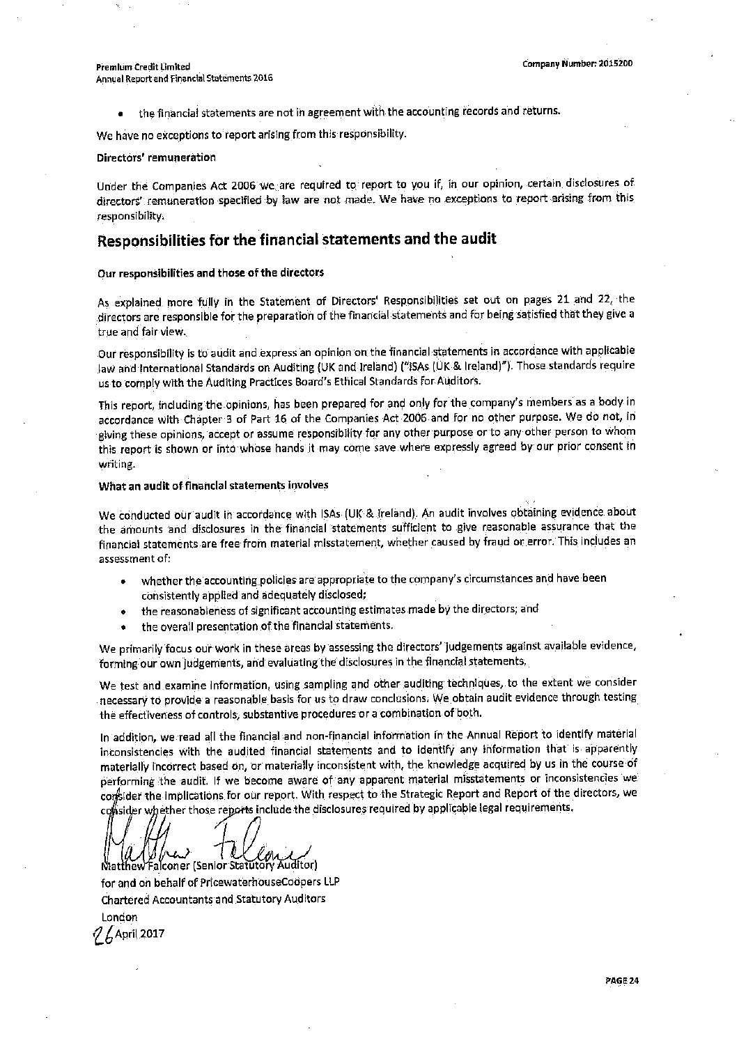- the financial statements are not in agreement with the accounting records and returns.

We have no exceptions to report arising from this responsibility.

**Directors' remuneration**

Under the Companies Act 2006 we are required to report to you if, in our opinion, certain disclosures of directors' remuneration specified by law are not made. We have no exceptions to report arising from this responsibility.

## Responsibilities for the financial statements and the audit

**Our responsibilities and those of the directors**

As explained more fully in the Statement of Directors' Responsibilities set out on pages 21 and 22, the directors are responsible for the preparation of the financial statements and for being satisfied that they give a true and fair view.

Our responsibility is to audit and express an opinion on the financial statements in accordance with applicable law and International Standards on Auditing (UK and Ireland) ("ISAs (UK & Ireland)"). Those standards require us to comply with the Auditing Practices Board's Ethical Standards for Auditors.

This report, including the opinions, has been prepared for and only for the company's members as a body in accordance with Chapter 3 of Part 16 of the Companies Act 2006 and for no other purpose. We do not, in giving these opinions, accept or assume responsibility for any other purpose or to any other person to whom this report is shown or into whose hands it may come save where expressly agreed by our prior consent in writing.

**What an audit of financial statements involves**

We conducted our audit in accordance with ISAs (UK & Ireland). An audit involves obtaining evidence about the amounts and disclosures in the financial statements sufficient to give reasonable assurance that the financial statements are free from material misstatement, whether caused by fraud or error. This includes an assessment of:

- whether the accounting policies are appropriate to the company's circumstances and have been consistently applied and adequately disclosed;
- the reasonableness of significant accounting estimates made by the directors; and
- the overall presentation of the financial statements.

We primarily focus our work in these areas by assessing the directors' judgements against available evidence, forming our own judgements, and evaluating the disclosures in the financial statements.

We test and examine information, using sampling and other auditing techniques, to the extent we consider necessary to provide a reasonable basis for us to draw conclusions. We obtain audit evidence through testing the effectiveness of controls, substantive procedures or a combination of both.

In addition, we read all the financial and non-financial information in the Annual Report to identify material inconsistencies with the audited financial statements and to identify any information that is apparently materially incorrect based on, or materially inconsistent with, the knowledge acquired by us in the course of performing the audit. If we become aware of any apparent material misstatements or inconsistencies we consider the implications for our report. With respect to the Strategic Report and Report of the directors, we consider whether those reports include the disclosures required by applicable legal requirements.

Matthew Falconer (Senior Statutory Auditor)
for and on behalf of PricewaterhouseCoopers LLP
Chartered Accountants and Statutory Auditors
London
26 April 2017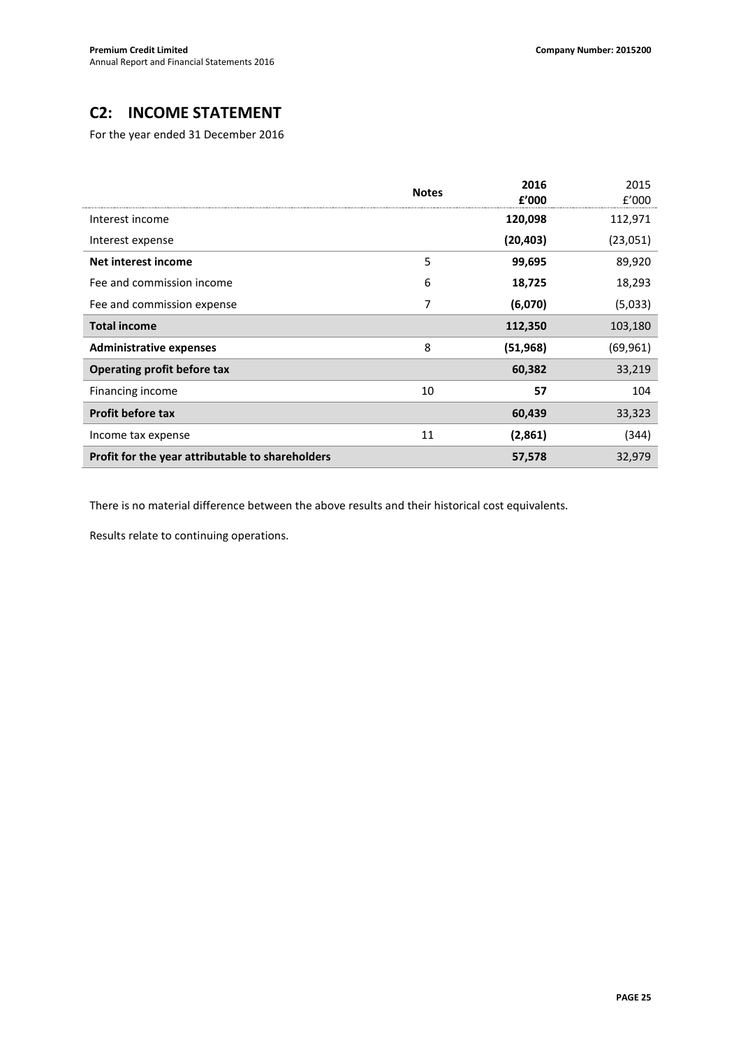## C2: INCOME STATEMENT

For the year ended 31 December 2016

| | Notes | 2016 £'000 | 2015 £'000 |
|---|---|---|---|
| Interest income | | **120,098** | 112,971 |
| Interest expense | | **(20,403)** | (23,051) |
| **Net interest income** | 5 | **99,695** | 89,920 |
| Fee and commission income | 6 | **18,725** | 18,293 |
| Fee and commission expense | 7 | **(6,070)** | (5,033) |
| **Total income** | | **112,350** | 103,180 |
| **Administrative expenses** | 8 | **(51,968)** | (69,961) |
| **Operating profit before tax** | | **60,382** | 33,219 |
| Financing income | 10 | **57** | 104 |
| **Profit before tax** | | **60,439** | 33,323 |
| Income tax expense | 11 | **(2,861)** | (344) |
| **Profit for the year attributable to shareholders** | | **57,578** | 32,979 |

There is no material difference between the above results and their historical cost equivalents.

Results relate to continuing operations.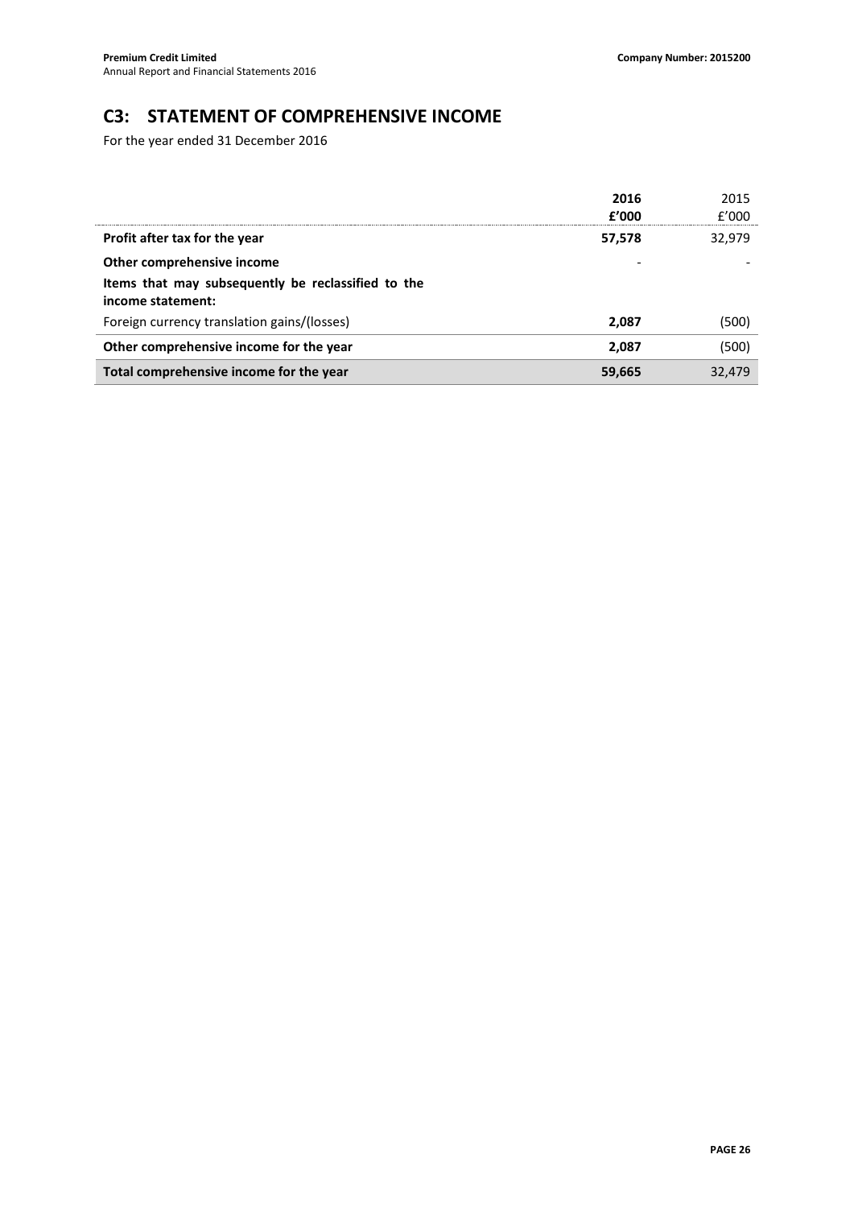## C3: STATEMENT OF COMPREHENSIVE INCOME

For the year ended 31 December 2016

| | **2016**<br>**£'000** | 2015<br>£'000 |
|---|---|---|
| **Profit after tax for the year** | **57,578** | 32,979 |
| **Other comprehensive income** | - | - |
| **Items that may subsequently be reclassified to the income statement:** | | |
| Foreign currency translation gains/(losses) | **2,087** | (500) |
| **Other comprehensive income for the year** | **2,087** | (500) |
| **Total comprehensive income for the year** | **59,665** | 32,479 |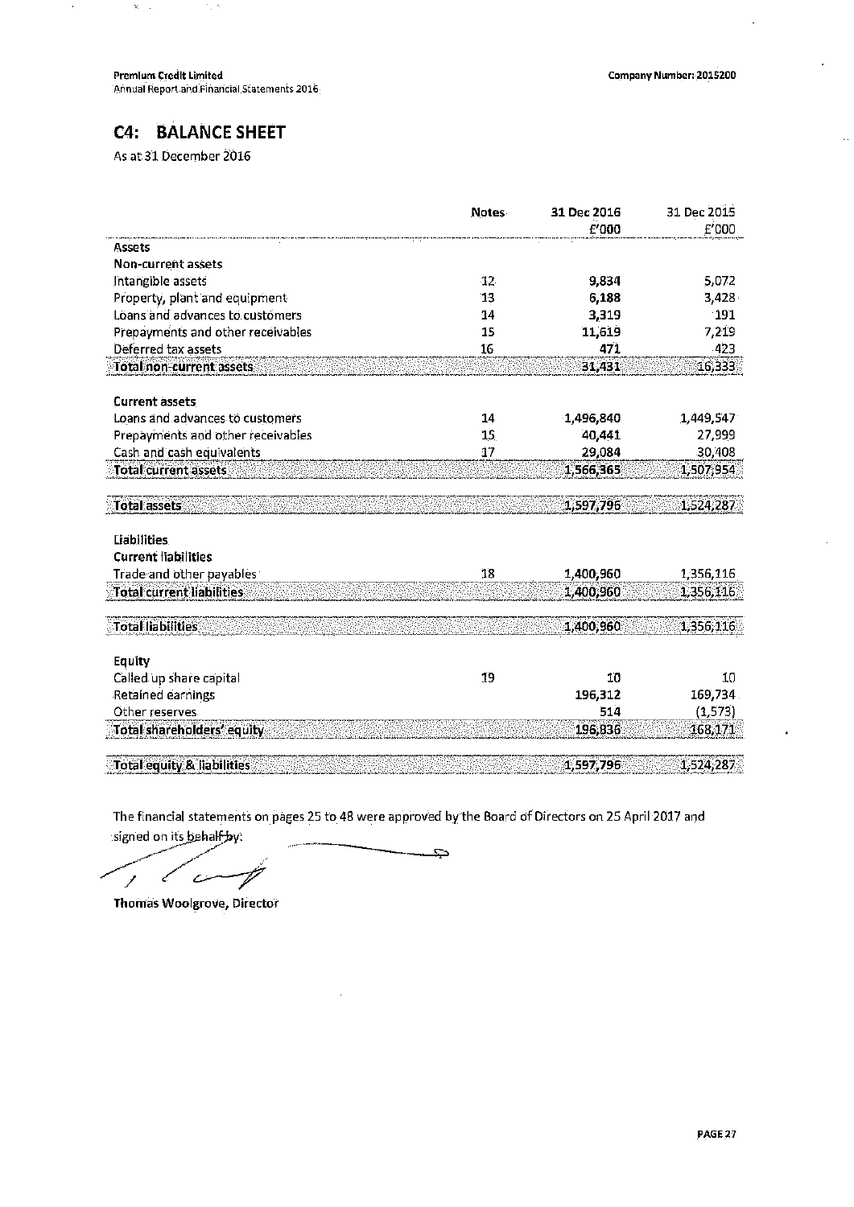## C4: BALANCE SHEET

As at 31 December 2016

| | Notes | 31 Dec 2016 £'000 | 31 Dec 2015 £'000 |
|---|---|---|---|
| **Assets** | | | |
| **Non-current assets** | | | |
| Intangible assets | 12 | **9,834** | 5,072 |
| Property, plant and equipment | 13 | **6,188** | 3,428 |
| Loans and advances to customers | 14 | **3,319** | 191 |
| Prepayments and other receivables | 15 | **11,619** | 7,219 |
| Deferred tax assets | 16 | **471** | 423 |
| **Total non-current assets** | | **31,431** | 16,333 |
| | | | |
| **Current assets** | | | |
| Loans and advances to customers | 14 | **1,496,840** | 1,449,547 |
| Prepayments and other receivables | 15 | **40,441** | 27,999 |
| Cash and cash equivalents | 17 | **29,084** | 30,408 |
| **Total current assets** | | **1,566,365** | 1,507,954 |
| | | | |
| **Total assets** | | **1,597,796** | 1,524,287 |
| | | | |
| **Liabilities** | | | |
| **Current liabilities** | | | |
| Trade and other payables | 18 | **1,400,960** | 1,356,116 |
| **Total current liabilities** | | **1,400,960** | 1,356,116 |
| | | | |
| **Total liabilities** | | **1,400,960** | 1,356,116 |
| | | | |
| **Equity** | | | |
| Called up share capital | 19 | **10** | 10 |
| Retained earnings | | **196,312** | 169,734 |
| Other reserves | | **514** | (1,573) |
| **Total shareholders' equity** | | **196,836** | 168,171 |
| | | | |
| **Total equity & liabilities** | | **1,597,796** | 1,524,287 |

The financial statements on pages 25 to 48 were approved by the Board of Directors on 25 April 2017 and signed on its behalf by:

**Thomas Woolgrove, Director**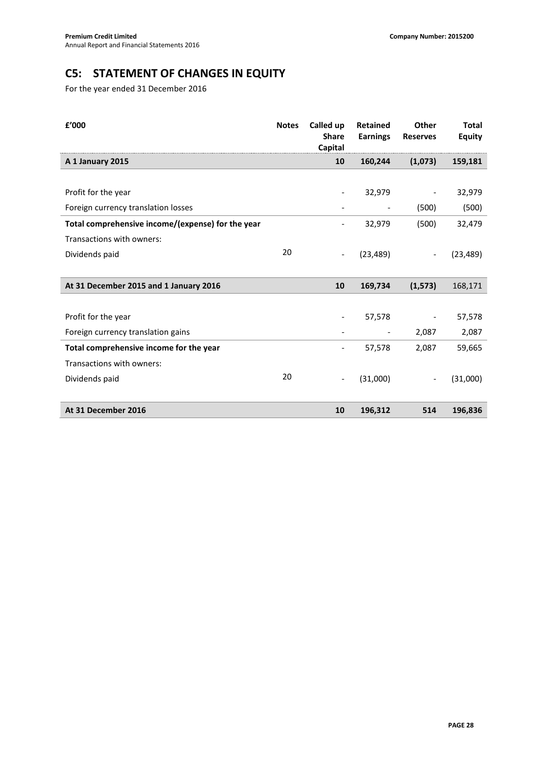# C5: STATEMENT OF CHANGES IN EQUITY

For the year ended 31 December 2016

| £'000 | Notes | Called up Share Capital | Retained Earnings | Other Reserves | Total Equity |
|---|---|---|---|---|---|
| **A 1 January 2015** | | **10** | **160,244** | **(1,073)** | **159,181** |
| | | | | | |
| Profit for the year | | - | 32,979 | - | 32,979 |
| Foreign currency translation losses | | - | - | (500) | (500) |
| **Total comprehensive income/(expense) for the year** | | - | 32,979 | (500) | 32,479 |
| Transactions with owners: | | | | | |
| Dividends paid | 20 | - | (23,489) | - | (23,489) |
| | | | | | |
| **At 31 December 2015 and 1 January 2016** | | **10** | **169,734** | **(1,573)** | 168,171 |
| | | | | | |
| Profit for the year | | - | 57,578 | - | 57,578 |
| Foreign currency translation gains | | - | - | 2,087 | 2,087 |
| **Total comprehensive income for the year** | | - | 57,578 | 2,087 | 59,665 |
| Transactions with owners: | | | | | |
| Dividends paid | 20 | - | (31,000) | - | (31,000) |
| | | | | | |
| **At 31 December 2016** | | **10** | **196,312** | **514** | **196,836** |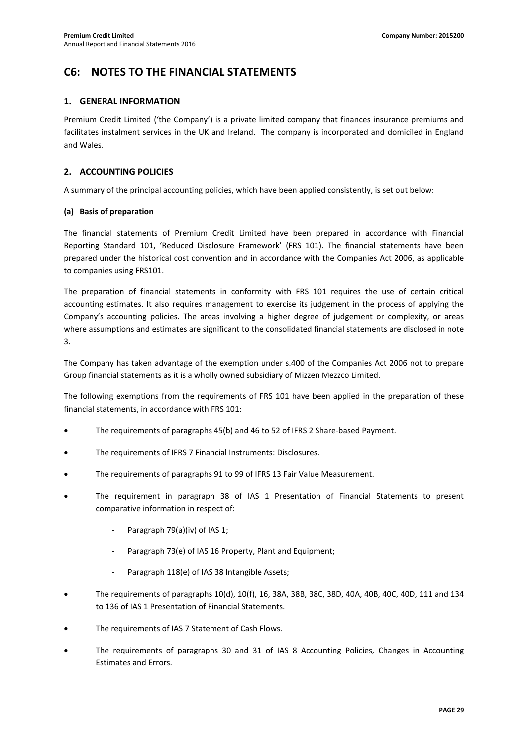# C6: NOTES TO THE FINANCIAL STATEMENTS

## 1. GENERAL INFORMATION

Premium Credit Limited ('the Company') is a private limited company that finances insurance premiums and facilitates instalment services in the UK and Ireland. The company is incorporated and domiciled in England and Wales.

## 2. ACCOUNTING POLICIES

A summary of the principal accounting policies, which have been applied consistently, is set out below:

### (a) Basis of preparation

The financial statements of Premium Credit Limited have been prepared in accordance with Financial Reporting Standard 101, 'Reduced Disclosure Framework' (FRS 101). The financial statements have been prepared under the historical cost convention and in accordance with the Companies Act 2006, as applicable to companies using FRS101.

The preparation of financial statements in conformity with FRS 101 requires the use of certain critical accounting estimates. It also requires management to exercise its judgement in the process of applying the Company's accounting policies. The areas involving a higher degree of judgement or complexity, or areas where assumptions and estimates are significant to the consolidated financial statements are disclosed in note 3.

The Company has taken advantage of the exemption under s.400 of the Companies Act 2006 not to prepare Group financial statements as it is a wholly owned subsidiary of Mizzen Mezzco Limited.

The following exemptions from the requirements of FRS 101 have been applied in the preparation of these financial statements, in accordance with FRS 101:

- The requirements of paragraphs 45(b) and 46 to 52 of IFRS 2 Share-based Payment.
- The requirements of IFRS 7 Financial Instruments: Disclosures.
- The requirements of paragraphs 91 to 99 of IFRS 13 Fair Value Measurement.
- The requirement in paragraph 38 of IAS 1 Presentation of Financial Statements to present comparative information in respect of:
  - Paragraph 79(a)(iv) of IAS 1;
  - Paragraph 73(e) of IAS 16 Property, Plant and Equipment;
  - Paragraph 118(e) of IAS 38 Intangible Assets;
- The requirements of paragraphs 10(d), 10(f), 16, 38A, 38B, 38C, 38D, 40A, 40B, 40C, 40D, 111 and 134 to 136 of IAS 1 Presentation of Financial Statements.
- The requirements of IAS 7 Statement of Cash Flows.
- The requirements of paragraphs 30 and 31 of IAS 8 Accounting Policies, Changes in Accounting Estimates and Errors.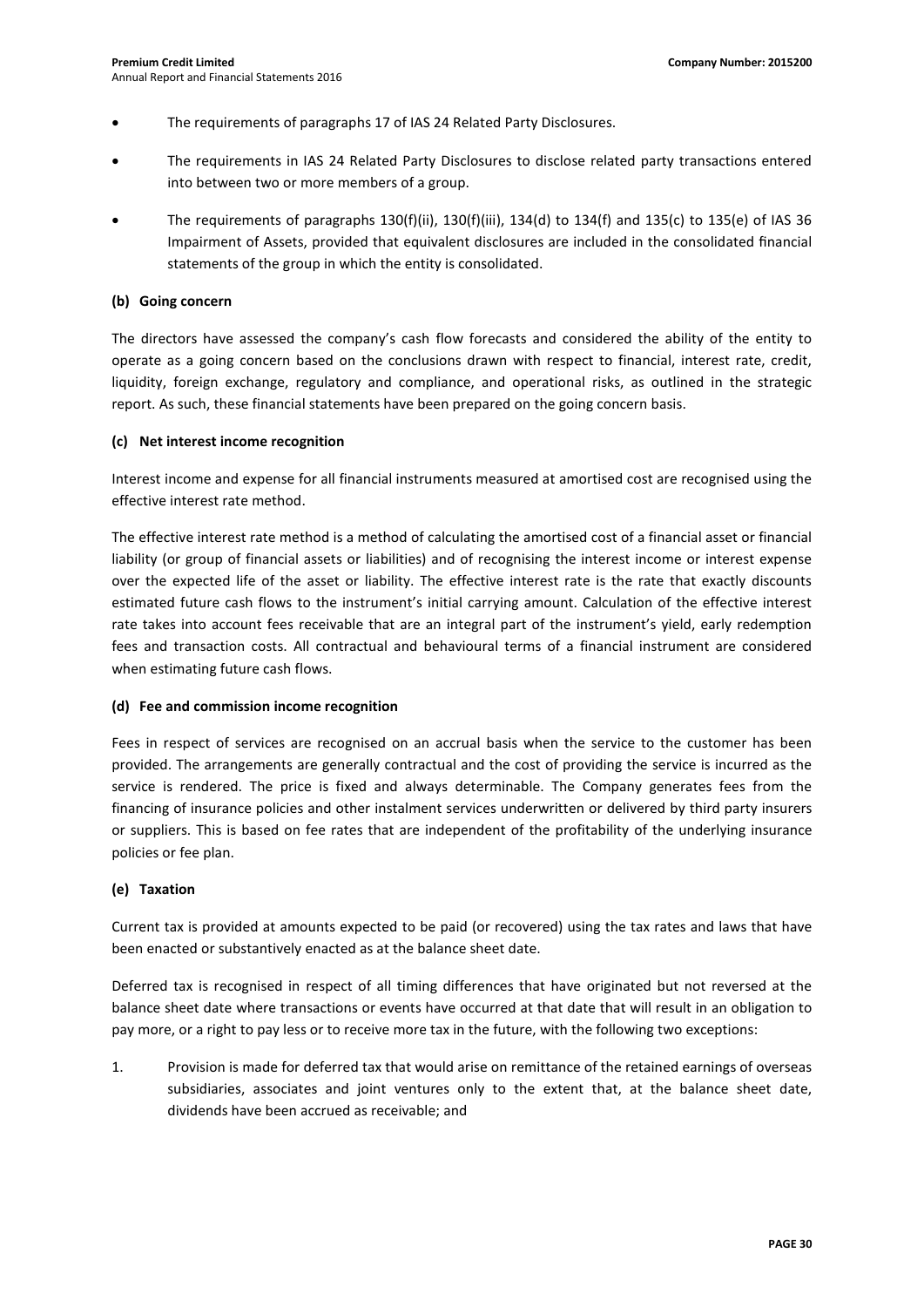- The requirements of paragraphs 17 of IAS 24 Related Party Disclosures.
- The requirements in IAS 24 Related Party Disclosures to disclose related party transactions entered into between two or more members of a group.
- The requirements of paragraphs 130(f)(ii), 130(f)(iii), 134(d) to 134(f) and 135(c) to 135(e) of IAS 36 Impairment of Assets, provided that equivalent disclosures are included in the consolidated financial statements of the group in which the entity is consolidated.

**(b) Going concern**

The directors have assessed the company's cash flow forecasts and considered the ability of the entity to operate as a going concern based on the conclusions drawn with respect to financial, interest rate, credit, liquidity, foreign exchange, regulatory and compliance, and operational risks, as outlined in the strategic report. As such, these financial statements have been prepared on the going concern basis.

**(c) Net interest income recognition**

Interest income and expense for all financial instruments measured at amortised cost are recognised using the effective interest rate method.

The effective interest rate method is a method of calculating the amortised cost of a financial asset or financial liability (or group of financial assets or liabilities) and of recognising the interest income or interest expense over the expected life of the asset or liability. The effective interest rate is the rate that exactly discounts estimated future cash flows to the instrument's initial carrying amount. Calculation of the effective interest rate takes into account fees receivable that are an integral part of the instrument's yield, early redemption fees and transaction costs. All contractual and behavioural terms of a financial instrument are considered when estimating future cash flows.

**(d) Fee and commission income recognition**

Fees in respect of services are recognised on an accrual basis when the service to the customer has been provided. The arrangements are generally contractual and the cost of providing the service is incurred as the service is rendered. The price is fixed and always determinable. The Company generates fees from the financing of insurance policies and other instalment services underwritten or delivered by third party insurers or suppliers. This is based on fee rates that are independent of the profitability of the underlying insurance policies or fee plan.

**(e) Taxation**

Current tax is provided at amounts expected to be paid (or recovered) using the tax rates and laws that have been enacted or substantively enacted as at the balance sheet date.

Deferred tax is recognised in respect of all timing differences that have originated but not reversed at the balance sheet date where transactions or events have occurred at that date that will result in an obligation to pay more, or a right to pay less or to receive more tax in the future, with the following two exceptions:

1. Provision is made for deferred tax that would arise on remittance of the retained earnings of overseas subsidiaries, associates and joint ventures only to the extent that, at the balance sheet date, dividends have been accrued as receivable; and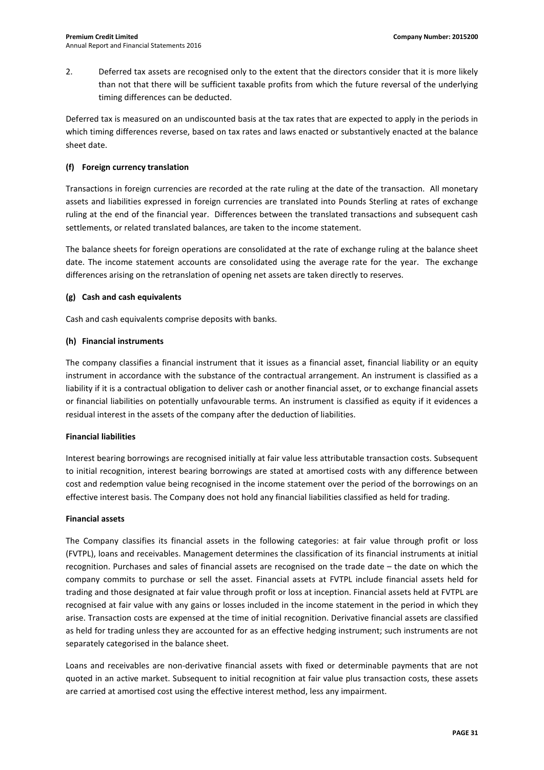2. Deferred tax assets are recognised only to the extent that the directors consider that it is more likely than not that there will be sufficient taxable profits from which the future reversal of the underlying timing differences can be deducted.

Deferred tax is measured on an undiscounted basis at the tax rates that are expected to apply in the periods in which timing differences reverse, based on tax rates and laws enacted or substantively enacted at the balance sheet date.

**(f) Foreign currency translation**

Transactions in foreign currencies are recorded at the rate ruling at the date of the transaction. All monetary assets and liabilities expressed in foreign currencies are translated into Pounds Sterling at rates of exchange ruling at the end of the financial year. Differences between the translated transactions and subsequent cash settlements, or related translated balances, are taken to the income statement.

The balance sheets for foreign operations are consolidated at the rate of exchange ruling at the balance sheet date. The income statement accounts are consolidated using the average rate for the year. The exchange differences arising on the retranslation of opening net assets are taken directly to reserves.

**(g) Cash and cash equivalents**

Cash and cash equivalents comprise deposits with banks.

**(h) Financial instruments**

The company classifies a financial instrument that it issues as a financial asset, financial liability or an equity instrument in accordance with the substance of the contractual arrangement. An instrument is classified as a liability if it is a contractual obligation to deliver cash or another financial asset, or to exchange financial assets or financial liabilities on potentially unfavourable terms. An instrument is classified as equity if it evidences a residual interest in the assets of the company after the deduction of liabilities.

**Financial liabilities**

Interest bearing borrowings are recognised initially at fair value less attributable transaction costs. Subsequent to initial recognition, interest bearing borrowings are stated at amortised costs with any difference between cost and redemption value being recognised in the income statement over the period of the borrowings on an effective interest basis. The Company does not hold any financial liabilities classified as held for trading.

**Financial assets**

The Company classifies its financial assets in the following categories: at fair value through profit or loss (FVTPL), loans and receivables. Management determines the classification of its financial instruments at initial recognition. Purchases and sales of financial assets are recognised on the trade date – the date on which the company commits to purchase or sell the asset. Financial assets at FVTPL include financial assets held for trading and those designated at fair value through profit or loss at inception. Financial assets held at FVTPL are recognised at fair value with any gains or losses included in the income statement in the period in which they arise. Transaction costs are expensed at the time of initial recognition. Derivative financial assets are classified as held for trading unless they are accounted for as an effective hedging instrument; such instruments are not separately categorised in the balance sheet.

Loans and receivables are non-derivative financial assets with fixed or determinable payments that are not quoted in an active market. Subsequent to initial recognition at fair value plus transaction costs, these assets are carried at amortised cost using the effective interest method, less any impairment.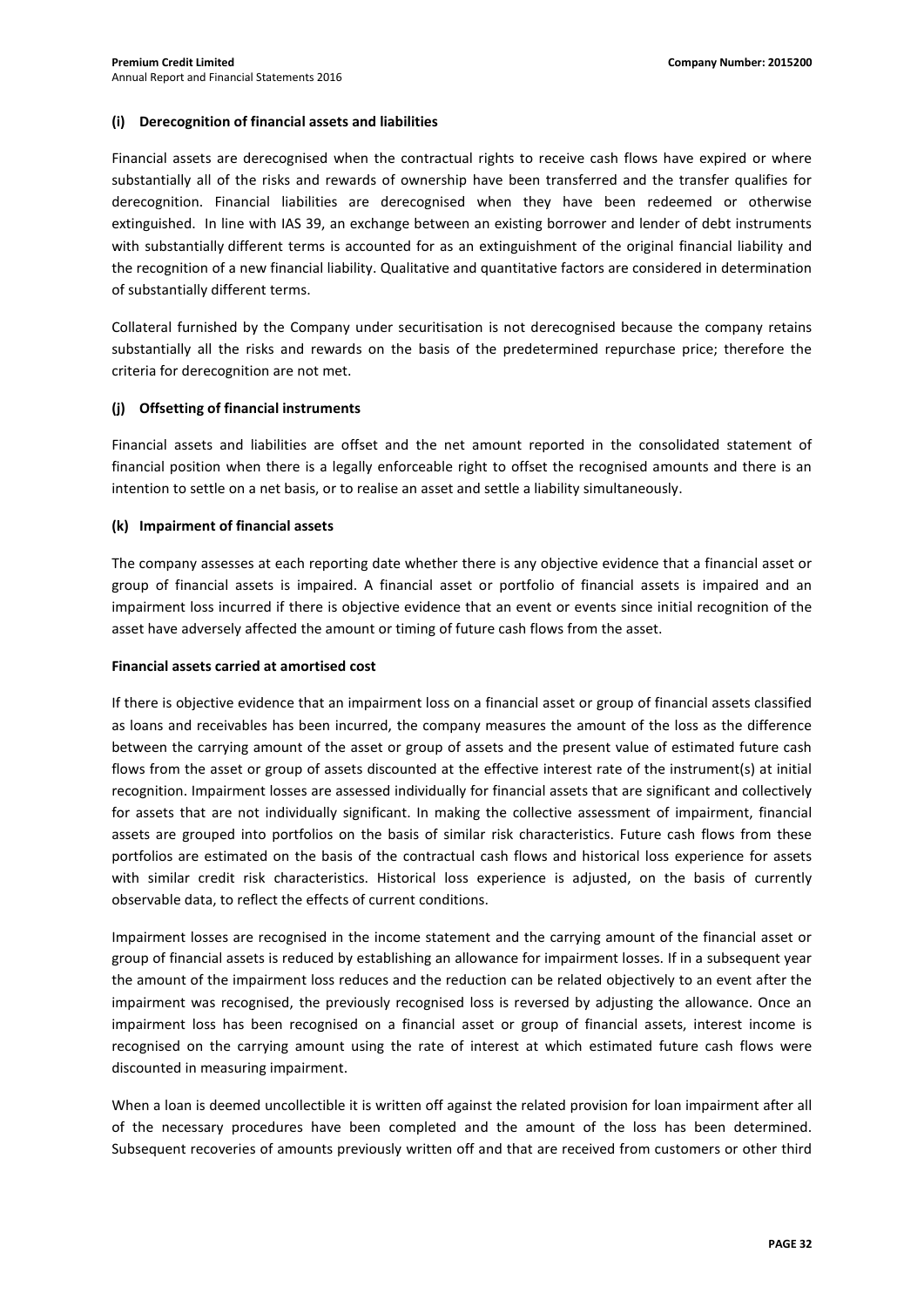### (i) Derecognition of financial assets and liabilities

Financial assets are derecognised when the contractual rights to receive cash flows have expired or where substantially all of the risks and rewards of ownership have been transferred and the transfer qualifies for derecognition. Financial liabilities are derecognised when they have been redeemed or otherwise extinguished. In line with IAS 39, an exchange between an existing borrower and lender of debt instruments with substantially different terms is accounted for as an extinguishment of the original financial liability and the recognition of a new financial liability. Qualitative and quantitative factors are considered in determination of substantially different terms.

Collateral furnished by the Company under securitisation is not derecognised because the company retains substantially all the risks and rewards on the basis of the predetermined repurchase price; therefore the criteria for derecognition are not met.

### (j) Offsetting of financial instruments

Financial assets and liabilities are offset and the net amount reported in the consolidated statement of financial position when there is a legally enforceable right to offset the recognised amounts and there is an intention to settle on a net basis, or to realise an asset and settle a liability simultaneously.

### (k) Impairment of financial assets

The company assesses at each reporting date whether there is any objective evidence that a financial asset or group of financial assets is impaired. A financial asset or portfolio of financial assets is impaired and an impairment loss incurred if there is objective evidence that an event or events since initial recognition of the asset have adversely affected the amount or timing of future cash flows from the asset.

**Financial assets carried at amortised cost**

If there is objective evidence that an impairment loss on a financial asset or group of financial assets classified as loans and receivables has been incurred, the company measures the amount of the loss as the difference between the carrying amount of the asset or group of assets and the present value of estimated future cash flows from the asset or group of assets discounted at the effective interest rate of the instrument(s) at initial recognition. Impairment losses are assessed individually for financial assets that are significant and collectively for assets that are not individually significant. In making the collective assessment of impairment, financial assets are grouped into portfolios on the basis of similar risk characteristics. Future cash flows from these portfolios are estimated on the basis of the contractual cash flows and historical loss experience for assets with similar credit risk characteristics. Historical loss experience is adjusted, on the basis of currently observable data, to reflect the effects of current conditions.

Impairment losses are recognised in the income statement and the carrying amount of the financial asset or group of financial assets is reduced by establishing an allowance for impairment losses. If in a subsequent year the amount of the impairment loss reduces and the reduction can be related objectively to an event after the impairment was recognised, the previously recognised loss is reversed by adjusting the allowance. Once an impairment loss has been recognised on a financial asset or group of financial assets, interest income is recognised on the carrying amount using the rate of interest at which estimated future cash flows were discounted in measuring impairment.

When a loan is deemed uncollectible it is written off against the related provision for loan impairment after all of the necessary procedures have been completed and the amount of the loss has been determined. Subsequent recoveries of amounts previously written off and that are received from customers or other third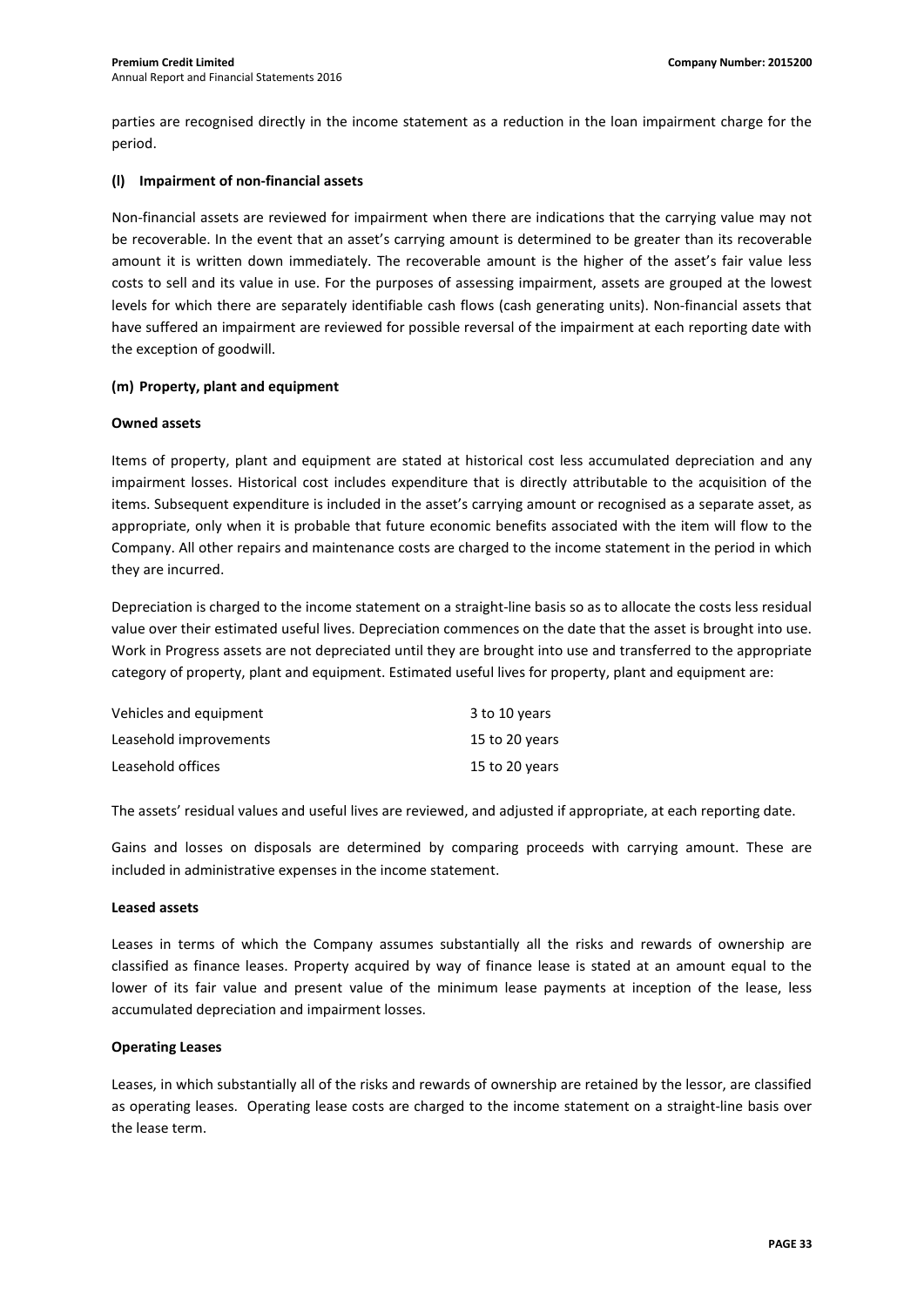parties are recognised directly in the income statement as a reduction in the loan impairment charge for the period.

#### (l) Impairment of non-financial assets

Non-financial assets are reviewed for impairment when there are indications that the carrying value may not be recoverable. In the event that an asset's carrying amount is determined to be greater than its recoverable amount it is written down immediately. The recoverable amount is the higher of the asset's fair value less costs to sell and its value in use. For the purposes of assessing impairment, assets are grouped at the lowest levels for which there are separately identifiable cash flows (cash generating units). Non-financial assets that have suffered an impairment are reviewed for possible reversal of the impairment at each reporting date with the exception of goodwill.

#### (m) Property, plant and equipment

**Owned assets**

Items of property, plant and equipment are stated at historical cost less accumulated depreciation and any impairment losses. Historical cost includes expenditure that is directly attributable to the acquisition of the items. Subsequent expenditure is included in the asset's carrying amount or recognised as a separate asset, as appropriate, only when it is probable that future economic benefits associated with the item will flow to the Company. All other repairs and maintenance costs are charged to the income statement in the period in which they are incurred.

Depreciation is charged to the income statement on a straight-line basis so as to allocate the costs less residual value over their estimated useful lives. Depreciation commences on the date that the asset is brought into use. Work in Progress assets are not depreciated until they are brought into use and transferred to the appropriate category of property, plant and equipment. Estimated useful lives for property, plant and equipment are:

| | |
|---|---|
| Vehicles and equipment | 3 to 10 years |
| Leasehold improvements | 15 to 20 years |
| Leasehold offices | 15 to 20 years |

The assets' residual values and useful lives are reviewed, and adjusted if appropriate, at each reporting date.

Gains and losses on disposals are determined by comparing proceeds with carrying amount. These are included in administrative expenses in the income statement.

**Leased assets**

Leases in terms of which the Company assumes substantially all the risks and rewards of ownership are classified as finance leases. Property acquired by way of finance lease is stated at an amount equal to the lower of its fair value and present value of the minimum lease payments at inception of the lease, less accumulated depreciation and impairment losses.

**Operating Leases**

Leases, in which substantially all of the risks and rewards of ownership are retained by the lessor, are classified as operating leases. Operating lease costs are charged to the income statement on a straight-line basis over the lease term.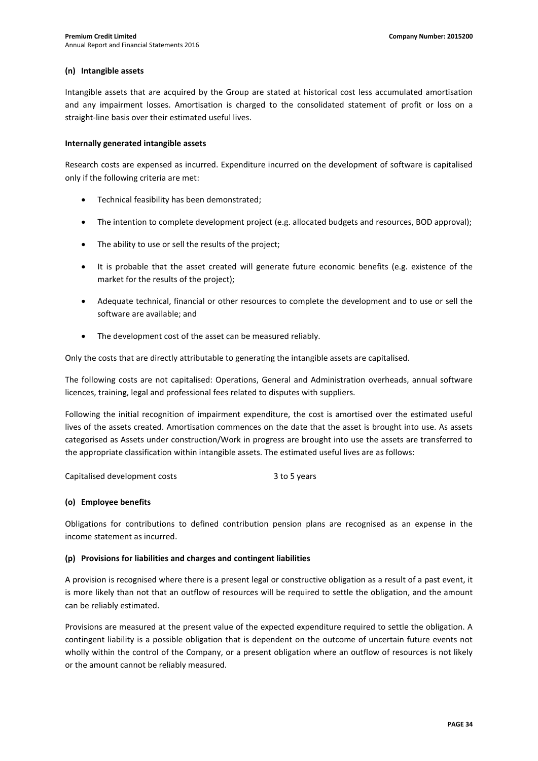**(n) Intangible assets**

Intangible assets that are acquired by the Group are stated at historical cost less accumulated amortisation and any impairment losses. Amortisation is charged to the consolidated statement of profit or loss on a straight-line basis over their estimated useful lives.

**Internally generated intangible assets**

Research costs are expensed as incurred. Expenditure incurred on the development of software is capitalised only if the following criteria are met:

- Technical feasibility has been demonstrated;
- The intention to complete development project (e.g. allocated budgets and resources, BOD approval);
- The ability to use or sell the results of the project;
- It is probable that the asset created will generate future economic benefits (e.g. existence of the market for the results of the project);
- Adequate technical, financial or other resources to complete the development and to use or sell the software are available; and
- The development cost of the asset can be measured reliably.

Only the costs that are directly attributable to generating the intangible assets are capitalised.

The following costs are not capitalised: Operations, General and Administration overheads, annual software licences, training, legal and professional fees related to disputes with suppliers.

Following the initial recognition of impairment expenditure, the cost is amortised over the estimated useful lives of the assets created. Amortisation commences on the date that the asset is brought into use. As assets categorised as Assets under construction/Work in progress are brought into use the assets are transferred to the appropriate classification within intangible assets. The estimated useful lives are as follows:

| | |
|---|---|
| Capitalised development costs | 3 to 5 years |

**(o) Employee benefits**

Obligations for contributions to defined contribution pension plans are recognised as an expense in the income statement as incurred.

**(p) Provisions for liabilities and charges and contingent liabilities**

A provision is recognised where there is a present legal or constructive obligation as a result of a past event, it is more likely than not that an outflow of resources will be required to settle the obligation, and the amount can be reliably estimated.

Provisions are measured at the present value of the expected expenditure required to settle the obligation. A contingent liability is a possible obligation that is dependent on the outcome of uncertain future events not wholly within the control of the Company, or a present obligation where an outflow of resources is not likely or the amount cannot be reliably measured.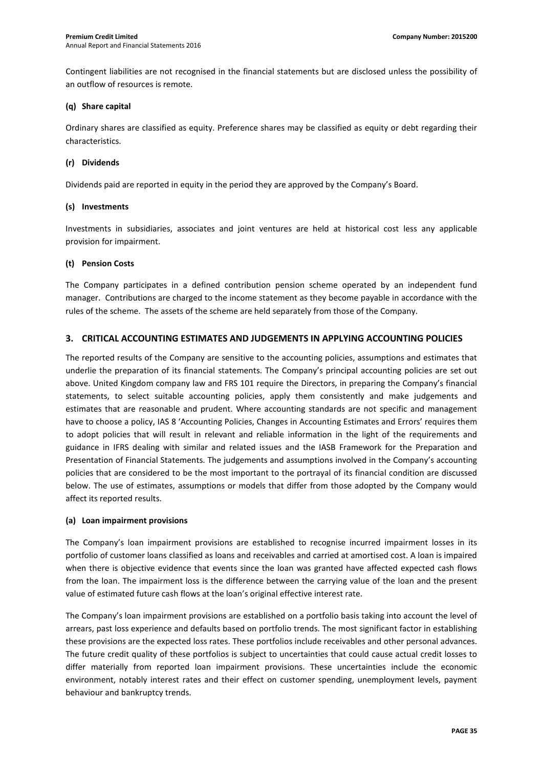Contingent liabilities are not recognised in the financial statements but are disclosed unless the possibility of an outflow of resources is remote.

#### (q) Share capital

Ordinary shares are classified as equity. Preference shares may be classified as equity or debt regarding their characteristics.

#### (r) Dividends

Dividends paid are reported in equity in the period they are approved by the Company's Board.

#### (s) Investments

Investments in subsidiaries, associates and joint ventures are held at historical cost less any applicable provision for impairment.

#### (t) Pension Costs

The Company participates in a defined contribution pension scheme operated by an independent fund manager. Contributions are charged to the income statement as they become payable in accordance with the rules of the scheme. The assets of the scheme are held separately from those of the Company.

## 3. CRITICAL ACCOUNTING ESTIMATES AND JUDGEMENTS IN APPLYING ACCOUNTING POLICIES

The reported results of the Company are sensitive to the accounting policies, assumptions and estimates that underlie the preparation of its financial statements. The Company's principal accounting policies are set out above. United Kingdom company law and FRS 101 require the Directors, in preparing the Company's financial statements, to select suitable accounting policies, apply them consistently and make judgements and estimates that are reasonable and prudent. Where accounting standards are not specific and management have to choose a policy, IAS 8 'Accounting Policies, Changes in Accounting Estimates and Errors' requires them to adopt policies that will result in relevant and reliable information in the light of the requirements and guidance in IFRS dealing with similar and related issues and the IASB Framework for the Preparation and Presentation of Financial Statements. The judgements and assumptions involved in the Company's accounting policies that are considered to be the most important to the portrayal of its financial condition are discussed below. The use of estimates, assumptions or models that differ from those adopted by the Company would affect its reported results.

#### (a) Loan impairment provisions

The Company's loan impairment provisions are established to recognise incurred impairment losses in its portfolio of customer loans classified as loans and receivables and carried at amortised cost. A loan is impaired when there is objective evidence that events since the loan was granted have affected expected cash flows from the loan. The impairment loss is the difference between the carrying value of the loan and the present value of estimated future cash flows at the loan's original effective interest rate.

The Company's loan impairment provisions are established on a portfolio basis taking into account the level of arrears, past loss experience and defaults based on portfolio trends. The most significant factor in establishing these provisions are the expected loss rates. These portfolios include receivables and other personal advances. The future credit quality of these portfolios is subject to uncertainties that could cause actual credit losses to differ materially from reported loan impairment provisions. These uncertainties include the economic environment, notably interest rates and their effect on customer spending, unemployment levels, payment behaviour and bankruptcy trends.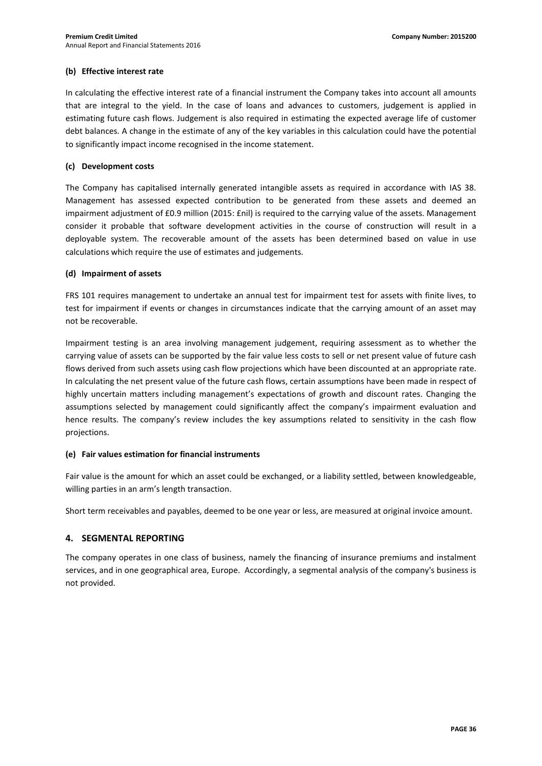#### (b) Effective interest rate

In calculating the effective interest rate of a financial instrument the Company takes into account all amounts that are integral to the yield. In the case of loans and advances to customers, judgement is applied in estimating future cash flows. Judgement is also required in estimating the expected average life of customer debt balances. A change in the estimate of any of the key variables in this calculation could have the potential to significantly impact income recognised in the income statement.

#### (c) Development costs

The Company has capitalised internally generated intangible assets as required in accordance with IAS 38. Management has assessed expected contribution to be generated from these assets and deemed an impairment adjustment of £0.9 million (2015: £nil) is required to the carrying value of the assets. Management consider it probable that software development activities in the course of construction will result in a deployable system. The recoverable amount of the assets has been determined based on value in use calculations which require the use of estimates and judgements.

#### (d) Impairment of assets

FRS 101 requires management to undertake an annual test for impairment test for assets with finite lives, to test for impairment if events or changes in circumstances indicate that the carrying amount of an asset may not be recoverable.

Impairment testing is an area involving management judgement, requiring assessment as to whether the carrying value of assets can be supported by the fair value less costs to sell or net present value of future cash flows derived from such assets using cash flow projections which have been discounted at an appropriate rate. In calculating the net present value of the future cash flows, certain assumptions have been made in respect of highly uncertain matters including management's expectations of growth and discount rates. Changing the assumptions selected by management could significantly affect the company's impairment evaluation and hence results. The company's review includes the key assumptions related to sensitivity in the cash flow projections.

#### (e) Fair values estimation for financial instruments

Fair value is the amount for which an asset could be exchanged, or a liability settled, between knowledgeable, willing parties in an arm's length transaction.

Short term receivables and payables, deemed to be one year or less, are measured at original invoice amount.

## 4. SEGMENTAL REPORTING

The company operates in one class of business, namely the financing of insurance premiums and instalment services, and in one geographical area, Europe. Accordingly, a segmental analysis of the company's business is not provided.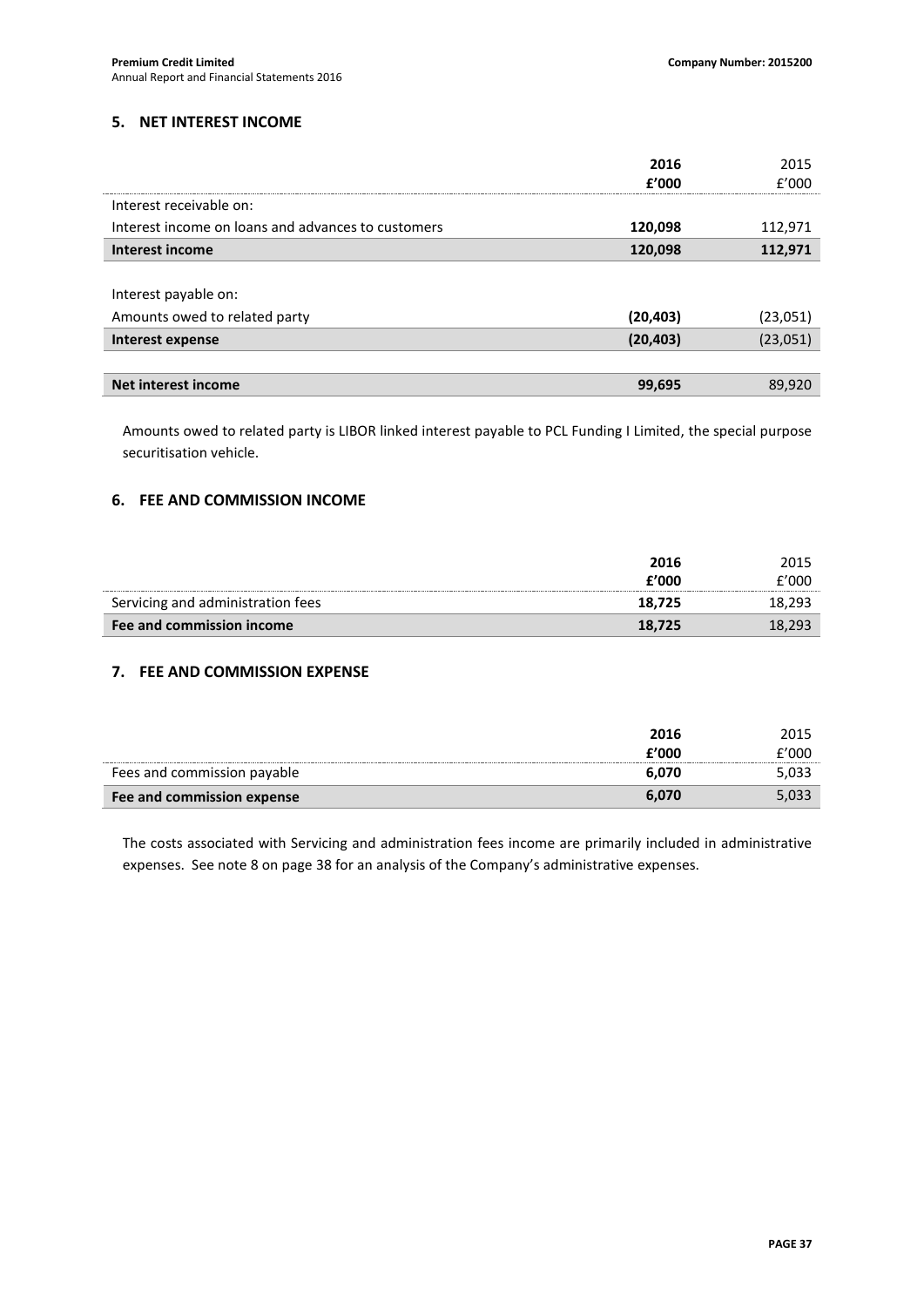## 5. NET INTEREST INCOME

| | 2016 | 2015 |
|---|---|---|
| | £'000 | £'000 |
| Interest receivable on: | | |
| Interest income on loans and advances to customers | **120,098** | 112,971 |
| **Interest income** | **120,098** | **112,971** |
| | | |
| Interest payable on: | | |
| Amounts owed to related party | **(20,403)** | (23,051) |
| **Interest expense** | **(20,403)** | (23,051) |
| | | |
| **Net interest income** | **99,695** | 89,920 |

Amounts owed to related party is LIBOR linked interest payable to PCL Funding I Limited, the special purpose securitisation vehicle.

## 6. FEE AND COMMISSION INCOME

| | 2016 | 2015 |
|---|---|---|
| | £'000 | £'000 |
| Servicing and administration fees | **18,725** | 18,293 |
| **Fee and commission income** | **18,725** | 18,293 |

## 7. FEE AND COMMISSION EXPENSE

| | 2016 | 2015 |
|---|---|---|
| | £'000 | £'000 |
| Fees and commission payable | **6,070** | 5,033 |
| **Fee and commission expense** | **6,070** | 5,033 |

The costs associated with Servicing and administration fees income are primarily included in administrative expenses. See note 8 on page 38 for an analysis of the Company's administrative expenses.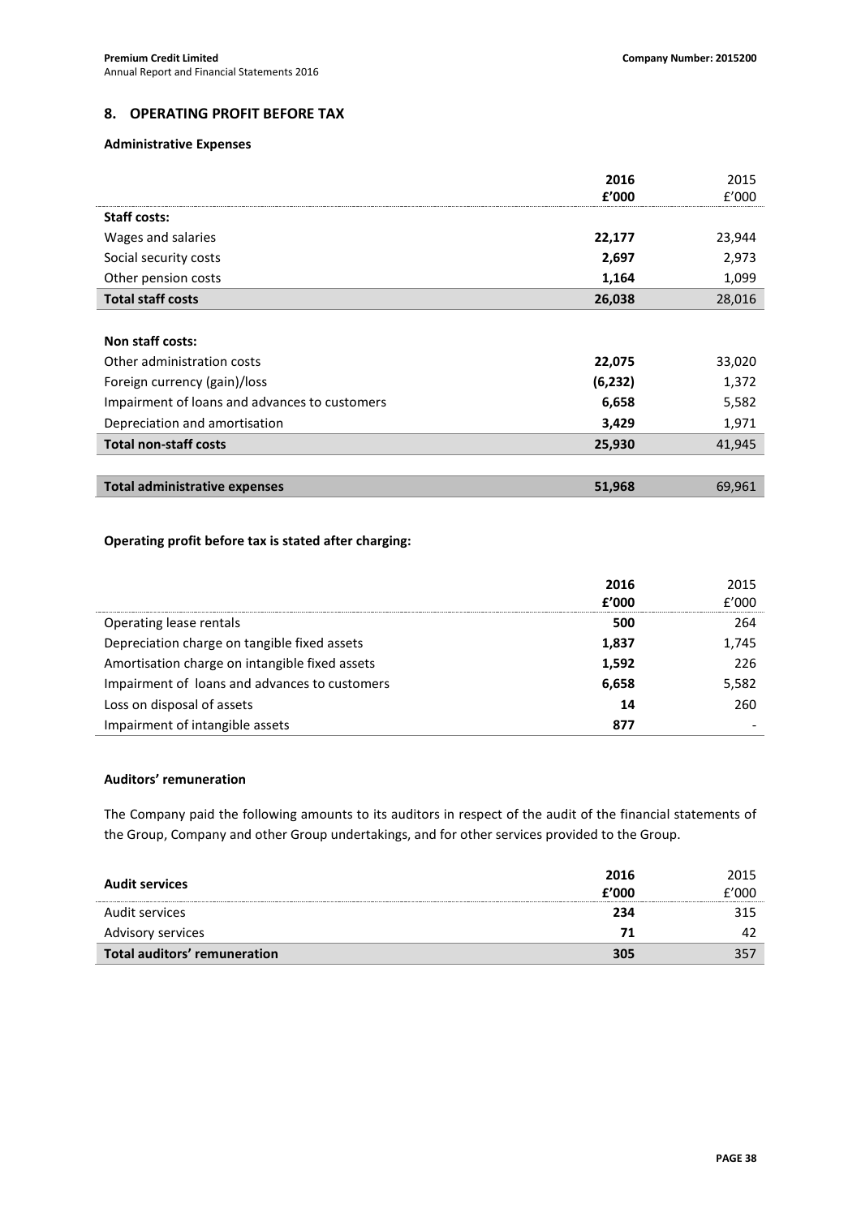## 8. OPERATING PROFIT BEFORE TAX

### Administrative Expenses

| | **2016 £'000** | 2015 £'000 |
|---|---|---|
| **Staff costs:** | | |
| Wages and salaries | **22,177** | 23,944 |
| Social security costs | **2,697** | 2,973 |
| Other pension costs | **1,164** | 1,099 |
| **Total staff costs** | **26,038** | 28,016 |
| | | |
| **Non staff costs:** | | |
| Other administration costs | **22,075** | 33,020 |
| Foreign currency (gain)/loss | **(6,232)** | 1,372 |
| Impairment of loans and advances to customers | **6,658** | 5,582 |
| Depreciation and amortisation | **3,429** | 1,971 |
| **Total non-staff costs** | **25,930** | 41,945 |
| | | |
| **Total administrative expenses** | **51,968** | 69,961 |

**Operating profit before tax is stated after charging:**

| | **2016 £'000** | 2015 £'000 |
|---|---|---|
| Operating lease rentals | **500** | 264 |
| Depreciation charge on tangible fixed assets | **1,837** | 1,745 |
| Amortisation charge on intangible fixed assets | **1,592** | 226 |
| Impairment of loans and advances to customers | **6,658** | 5,582 |
| Loss on disposal of assets | **14** | 260 |
| Impairment of intangible assets | **877** | - |

**Auditors' remuneration**

The Company paid the following amounts to its auditors in respect of the audit of the financial statements of the Group, Company and other Group undertakings, and for other services provided to the Group.

| **Audit services** | **2016 £'000** | 2015 £'000 |
|---|---|---|
| Audit services | **234** | 315 |
| Advisory services | **71** | 42 |
| **Total auditors' remuneration** | **305** | 357 |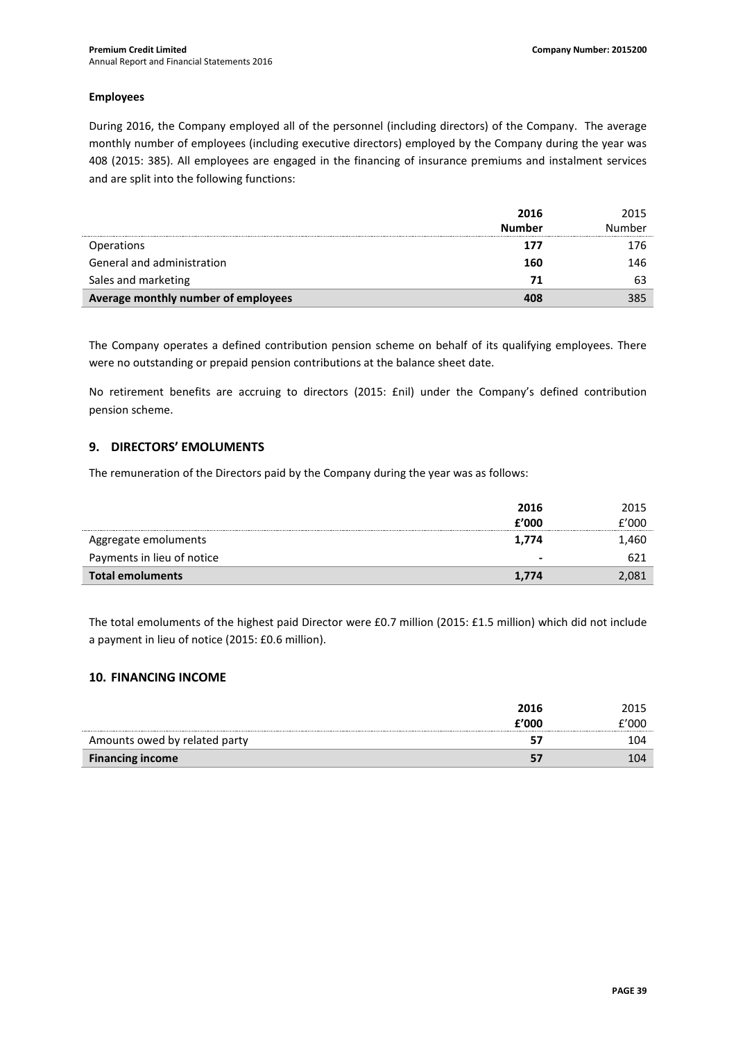### Employees

During 2016, the Company employed all of the personnel (including directors) of the Company. The average monthly number of employees (including executive directors) employed by the Company during the year was 408 (2015: 385). All employees are engaged in the financing of insurance premiums and instalment services and are split into the following functions:

| | **2016** | 2015 |
|---|---|---|
| | **Number** | Number |
| Operations | **177** | 176 |
| General and administration | **160** | 146 |
| Sales and marketing | **71** | 63 |
| **Average monthly number of employees** | **408** | 385 |

The Company operates a defined contribution pension scheme on behalf of its qualifying employees. There were no outstanding or prepaid pension contributions at the balance sheet date.

No retirement benefits are accruing to directors (2015: £nil) under the Company's defined contribution pension scheme.

## 9. DIRECTORS' EMOLUMENTS

The remuneration of the Directors paid by the Company during the year was as follows:

| | **2016** | 2015 |
|---|---|---|
| | **£'000** | £'000 |
| Aggregate emoluments | **1,774** | 1,460 |
| Payments in lieu of notice | **-** | 621 |
| **Total emoluments** | **1,774** | 2,081 |

The total emoluments of the highest paid Director were £0.7 million (2015: £1.5 million) which did not include a payment in lieu of notice (2015: £0.6 million).

## 10. FINANCING INCOME

| | **2016** | 2015 |
|---|---|---|
| | **£'000** | £'000 |
| Amounts owed by related party | **57** | 104 |
| **Financing income** | **57** | 104 |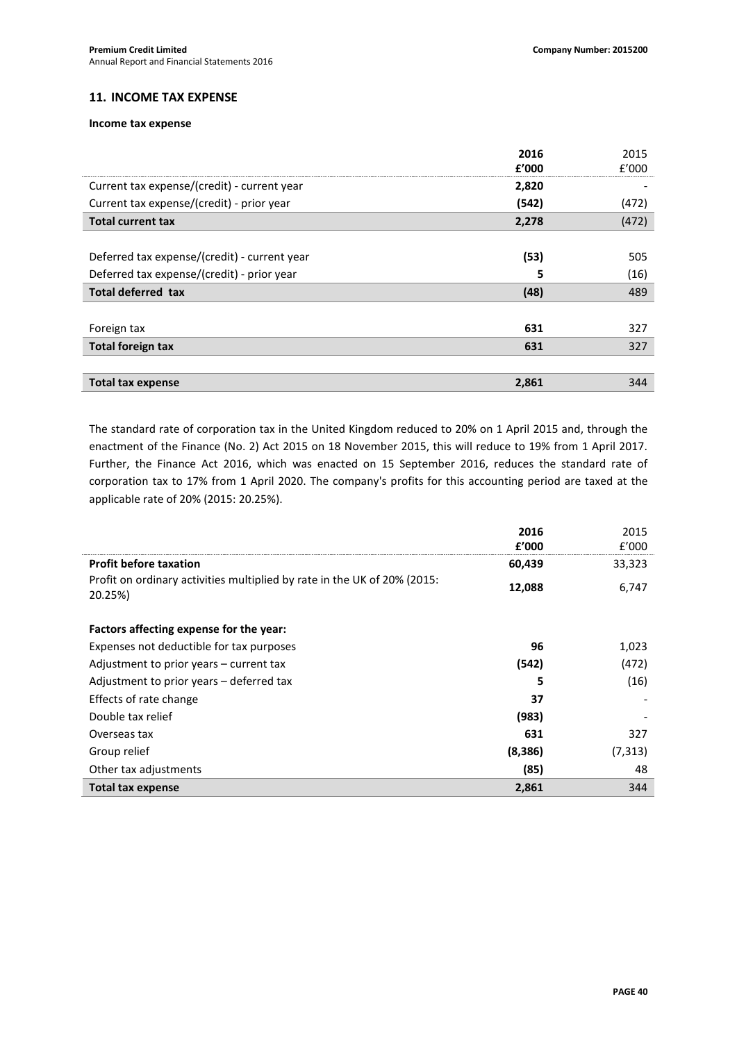## 11. INCOME TAX EXPENSE

**Income tax expense**

| | **2016** | 2015 |
|---|---|---|
| | **£'000** | £'000 |
| Current tax expense/(credit) - current year | **2,820** | - |
| Current tax expense/(credit) - prior year | **(542)** | (472) |
| **Total current tax** | **2,278** | (472) |
| | | |
| Deferred tax expense/(credit) - current year | **(53)** | 505 |
| Deferred tax expense/(credit) - prior year | **5** | (16) |
| **Total deferred tax** | **(48)** | 489 |
| | | |
| Foreign tax | **631** | 327 |
| **Total foreign tax** | **631** | 327 |
| | | |
| **Total tax expense** | **2,861** | 344 |

The standard rate of corporation tax in the United Kingdom reduced to 20% on 1 April 2015 and, through the enactment of the Finance (No. 2) Act 2015 on 18 November 2015, this will reduce to 19% from 1 April 2017. Further, the Finance Act 2016, which was enacted on 15 September 2016, reduces the standard rate of corporation tax to 17% from 1 April 2020. The company's profits for this accounting period are taxed at the applicable rate of 20% (2015: 20.25%).

| | **2016** | 2015 |
|---|---|---|
| | **£'000** | £'000 |
| **Profit before taxation** | **60,439** | 33,323 |
| Profit on ordinary activities multiplied by rate in the UK of 20% (2015: 20.25%) | **12,088** | 6,747 |
| | | |
| **Factors affecting expense for the year:** | | |
| Expenses not deductible for tax purposes | **96** | 1,023 |
| Adjustment to prior years – current tax | **(542)** | (472) |
| Adjustment to prior years – deferred tax | **5** | (16) |
| Effects of rate change | **37** | - |
| Double tax relief | **(983)** | - |
| Overseas tax | **631** | 327 |
| Group relief | **(8,386)** | (7,313) |
| Other tax adjustments | **(85)** | 48 |
| **Total tax expense** | **2,861** | 344 |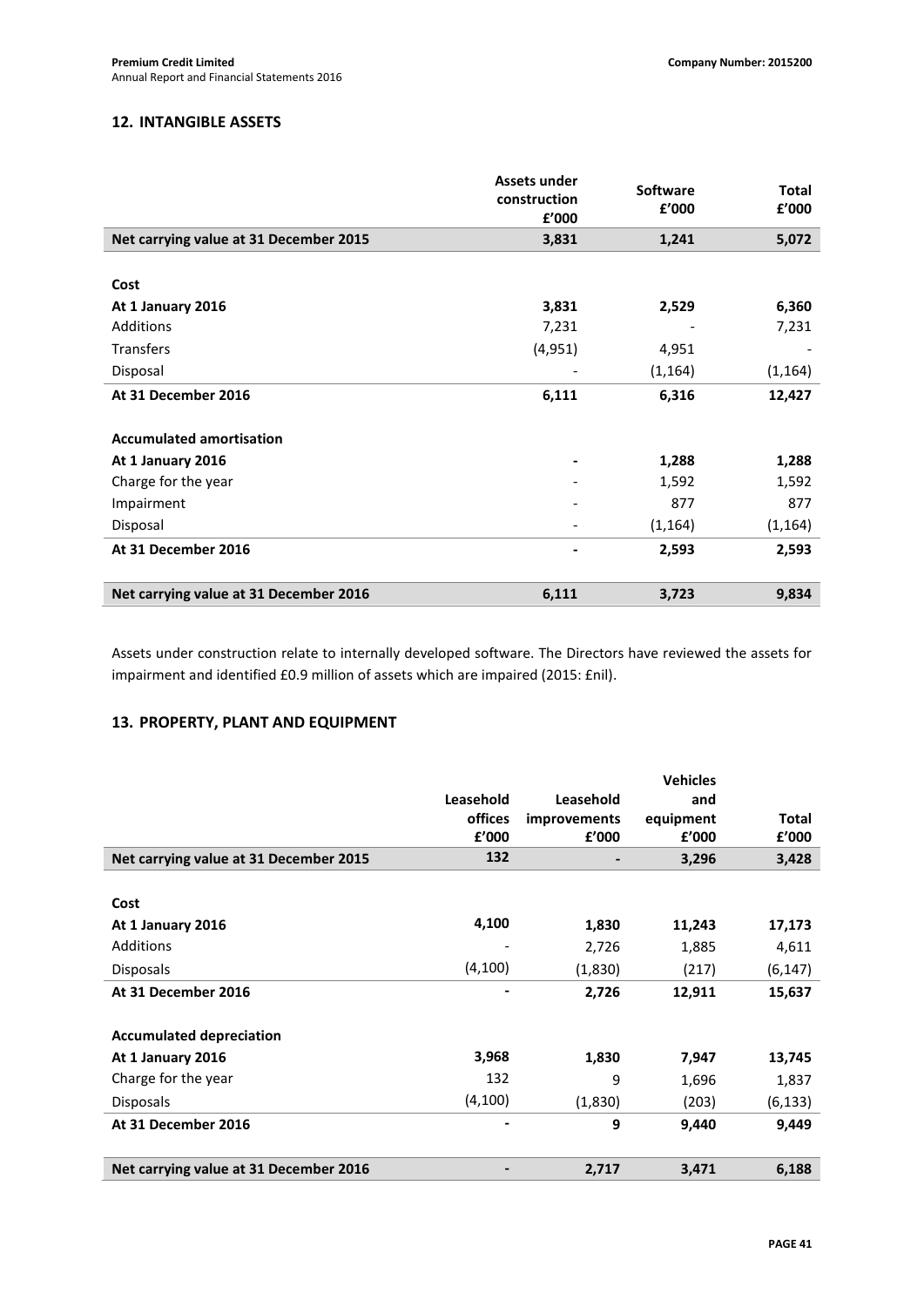## 12. INTANGIBLE ASSETS

| | Assets under construction £'000 | Software £'000 | Total £'000 |
|---|---|---|---|
| **Net carrying value at 31 December 2015** | **3,831** | **1,241** | **5,072** |
| | | | |
| **Cost** | | | |
| **At 1 January 2016** | **3,831** | **2,529** | **6,360** |
| Additions | 7,231 | - | 7,231 |
| Transfers | (4,951) | 4,951 | - |
| Disposal | - | (1,164) | (1,164) |
| **At 31 December 2016** | **6,111** | **6,316** | **12,427** |
| | | | |
| **Accumulated amortisation** | | | |
| **At 1 January 2016** | **-** | **1,288** | **1,288** |
| Charge for the year | - | 1,592 | 1,592 |
| Impairment | - | 877 | 877 |
| Disposal | - | (1,164) | (1,164) |
| **At 31 December 2016** | **-** | **2,593** | **2,593** |
| | | | |
| **Net carrying value at 31 December 2016** | **6,111** | **3,723** | **9,834** |

Assets under construction relate to internally developed software. The Directors have reviewed the assets for impairment and identified £0.9 million of assets which are impaired (2015: £nil).

## 13. PROPERTY, PLANT AND EQUIPMENT

| | Leasehold offices £'000 | Leasehold improvements £'000 | Vehicles and equipment £'000 | Total £'000 |
|---|---|---|---|---|
| **Net carrying value at 31 December 2015** | **132** | **-** | **3,296** | **3,428** |
| | | | | |
| **Cost** | | | | |
| **At 1 January 2016** | **4,100** | **1,830** | **11,243** | **17,173** |
| Additions | - | 2,726 | 1,885 | 4,611 |
| Disposals | (4,100) | (1,830) | (217) | (6,147) |
| **At 31 December 2016** | **-** | **2,726** | **12,911** | **15,637** |
| | | | | |
| **Accumulated depreciation** | | | | |
| **At 1 January 2016** | **3,968** | **1,830** | **7,947** | **13,745** |
| Charge for the year | 132 | 9 | 1,696 | 1,837 |
| Disposals | (4,100) | (1,830) | (203) | (6,133) |
| **At 31 December 2016** | **-** | **9** | **9,440** | **9,449** |
| | | | | |
| **Net carrying value at 31 December 2016** | **-** | **2,717** | **3,471** | **6,188** |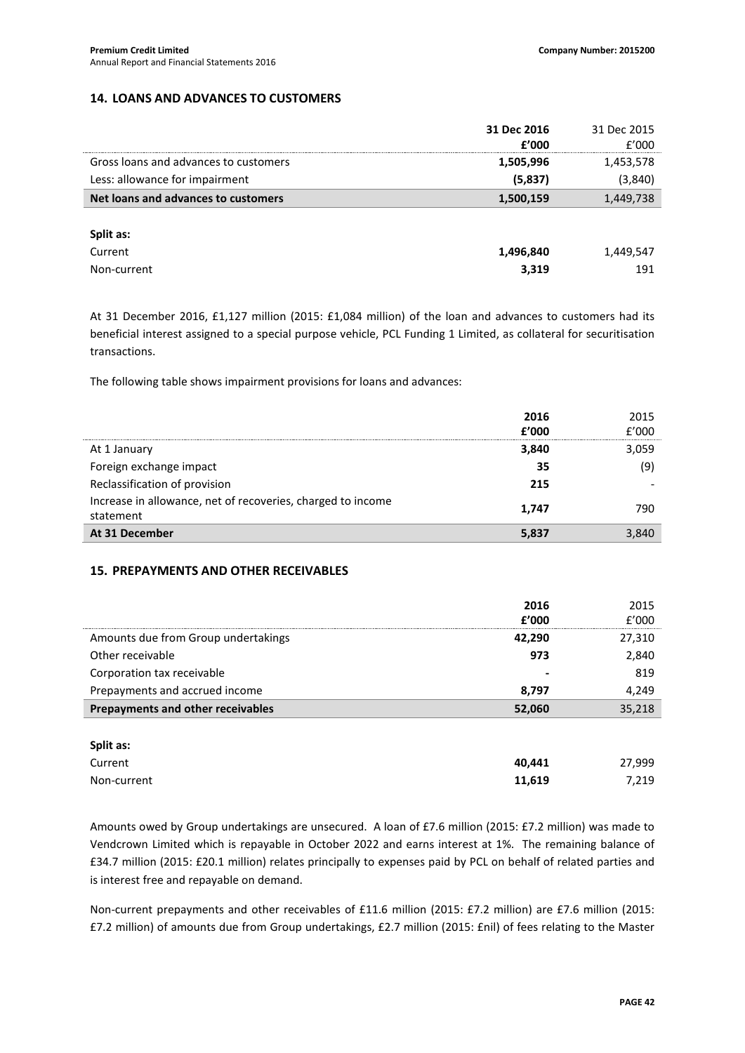## 14. LOANS AND ADVANCES TO CUSTOMERS

| | 31 Dec 2016 £'000 | 31 Dec 2015 £'000 |
|---|---|---|
| Gross loans and advances to customers | **1,505,996** | 1,453,578 |
| Less: allowance for impairment | **(5,837)** | (3,840) |
| **Net loans and advances to customers** | **1,500,159** | 1,449,738 |
| | | |
| **Split as:** | | |
| Current | **1,496,840** | 1,449,547 |
| Non-current | **3,319** | 191 |

At 31 December 2016, £1,127 million (2015: £1,084 million) of the loan and advances to customers had its beneficial interest assigned to a special purpose vehicle, PCL Funding 1 Limited, as collateral for securitisation transactions.

The following table shows impairment provisions for loans and advances:

| | 2016 £'000 | 2015 £'000 |
|---|---|---|
| At 1 January | **3,840** | 3,059 |
| Foreign exchange impact | **35** | (9) |
| Reclassification of provision | **215** | - |
| Increase in allowance, net of recoveries, charged to income statement | **1,747** | 790 |
| **At 31 December** | **5,837** | 3,840 |

## 15. PREPAYMENTS AND OTHER RECEIVABLES

| | 2016 £'000 | 2015 £'000 |
|---|---|---|
| Amounts due from Group undertakings | **42,290** | 27,310 |
| Other receivable | **973** | 2,840 |
| Corporation tax receivable | **-** | 819 |
| Prepayments and accrued income | **8,797** | 4,249 |
| **Prepayments and other receivables** | **52,060** | 35,218 |
| | | |
| **Split as:** | | |
| Current | **40,441** | 27,999 |
| Non-current | **11,619** | 7,219 |

Amounts owed by Group undertakings are unsecured. A loan of £7.6 million (2015: £7.2 million) was made to Vendcrown Limited which is repayable in October 2022 and earns interest at 1%. The remaining balance of £34.7 million (2015: £20.1 million) relates principally to expenses paid by PCL on behalf of related parties and is interest free and repayable on demand.

Non-current prepayments and other receivables of £11.6 million (2015: £7.2 million) are £7.6 million (2015: £7.2 million) of amounts due from Group undertakings, £2.7 million (2015: £nil) of fees relating to the Master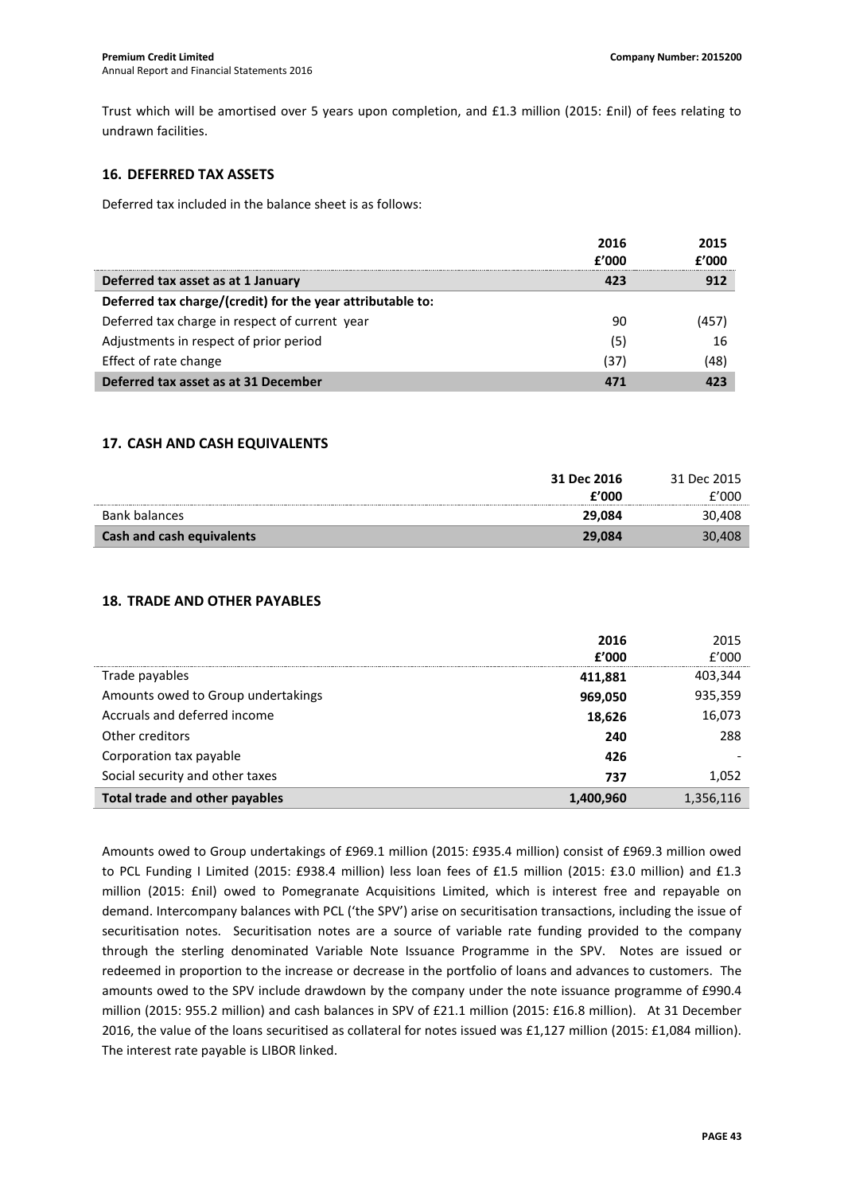Trust which will be amortised over 5 years upon completion, and £1.3 million (2015: £nil) of fees relating to undrawn facilities.

## 16. DEFERRED TAX ASSETS

Deferred tax included in the balance sheet is as follows:

| | 2016<br>£'000 | 2015<br>£'000 |
|---|---|---|
| **Deferred tax asset as at 1 January** | **423** | **912** |
| **Deferred tax charge/(credit) for the year attributable to:** | | |
| Deferred tax charge in respect of current year | 90 | (457) |
| Adjustments in respect of prior period | (5) | 16 |
| Effect of rate change | (37) | (48) |
| **Deferred tax asset as at 31 December** | **471** | **423** |

## 17. CASH AND CASH EQUIVALENTS

| | 31 Dec 2016<br>£'000 | 31 Dec 2015<br>£'000 |
|---|---|---|
| Bank balances | **29,084** | 30,408 |
| **Cash and cash equivalents** | **29,084** | 30,408 |

## 18. TRADE AND OTHER PAYABLES

| | 2016<br>£'000 | 2015<br>£'000 |
|---|---|---|
| Trade payables | **411,881** | 403,344 |
| Amounts owed to Group undertakings | **969,050** | 935,359 |
| Accruals and deferred income | **18,626** | 16,073 |
| Other creditors | **240** | 288 |
| Corporation tax payable | **426** | - |
| Social security and other taxes | **737** | 1,052 |
| **Total trade and other payables** | **1,400,960** | 1,356,116 |

Amounts owed to Group undertakings of £969.1 million (2015: £935.4 million) consist of £969.3 million owed to PCL Funding I Limited (2015: £938.4 million) less loan fees of £1.5 million (2015: £3.0 million) and £1.3 million (2015: £nil) owed to Pomegranate Acquisitions Limited, which is interest free and repayable on demand. Intercompany balances with PCL ('the SPV') arise on securitisation transactions, including the issue of securitisation notes. Securitisation notes are a source of variable rate funding provided to the company through the sterling denominated Variable Note Issuance Programme in the SPV. Notes are issued or redeemed in proportion to the increase or decrease in the portfolio of loans and advances to customers. The amounts owed to the SPV include drawdown by the company under the note issuance programme of £990.4 million (2015: 955.2 million) and cash balances in SPV of £21.1 million (2015: £16.8 million). At 31 December 2016, the value of the loans securitised as collateral for notes issued was £1,127 million (2015: £1,084 million). The interest rate payable is LIBOR linked.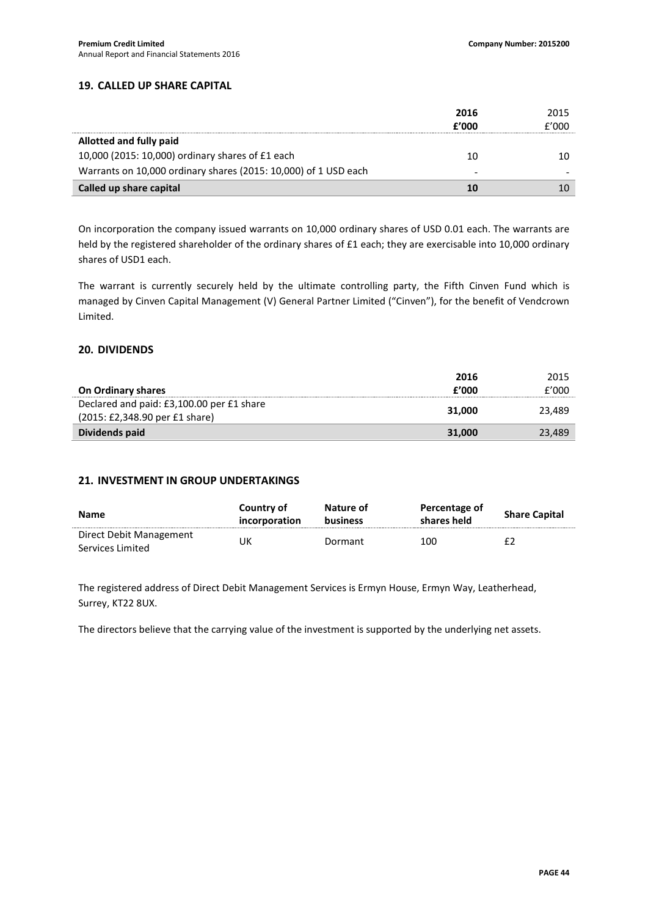## 19. CALLED UP SHARE CAPITAL

| | 2016<br>£'000 | 2015<br>£'000 |
|---|---|---|
| **Allotted and fully paid** | | |
| 10,000 (2015: 10,000) ordinary shares of £1 each | 10 | 10 |
| Warrants on 10,000 ordinary shares (2015: 10,000) of 1 USD each | - | - |
| **Called up share capital** | **10** | 10 |

On incorporation the company issued warrants on 10,000 ordinary shares of USD 0.01 each. The warrants are held by the registered shareholder of the ordinary shares of £1 each; they are exercisable into 10,000 ordinary shares of USD1 each.

The warrant is currently securely held by the ultimate controlling party, the Fifth Cinven Fund which is managed by Cinven Capital Management (V) General Partner Limited ("Cinven"), for the benefit of Vendcrown Limited.

## 20. DIVIDENDS

| On Ordinary shares | 2016<br>£'000 | 2015<br>£'000 |
|---|---|---|
| Declared and paid: £3,100.00 per £1 share (2015: £2,348.90 per £1 share) | **31,000** | 23,489 |
| **Dividends paid** | **31,000** | 23,489 |

## 21. INVESTMENT IN GROUP UNDERTAKINGS

| Name | Country of incorporation | Nature of business | Percentage of shares held | Share Capital |
|---|---|---|---|---|
| Direct Debit Management Services Limited | UK | Dormant | 100 | £2 |

The registered address of Direct Debit Management Services is Ermyn House, Ermyn Way, Leatherhead, Surrey, KT22 8UX.

The directors believe that the carrying value of the investment is supported by the underlying net assets.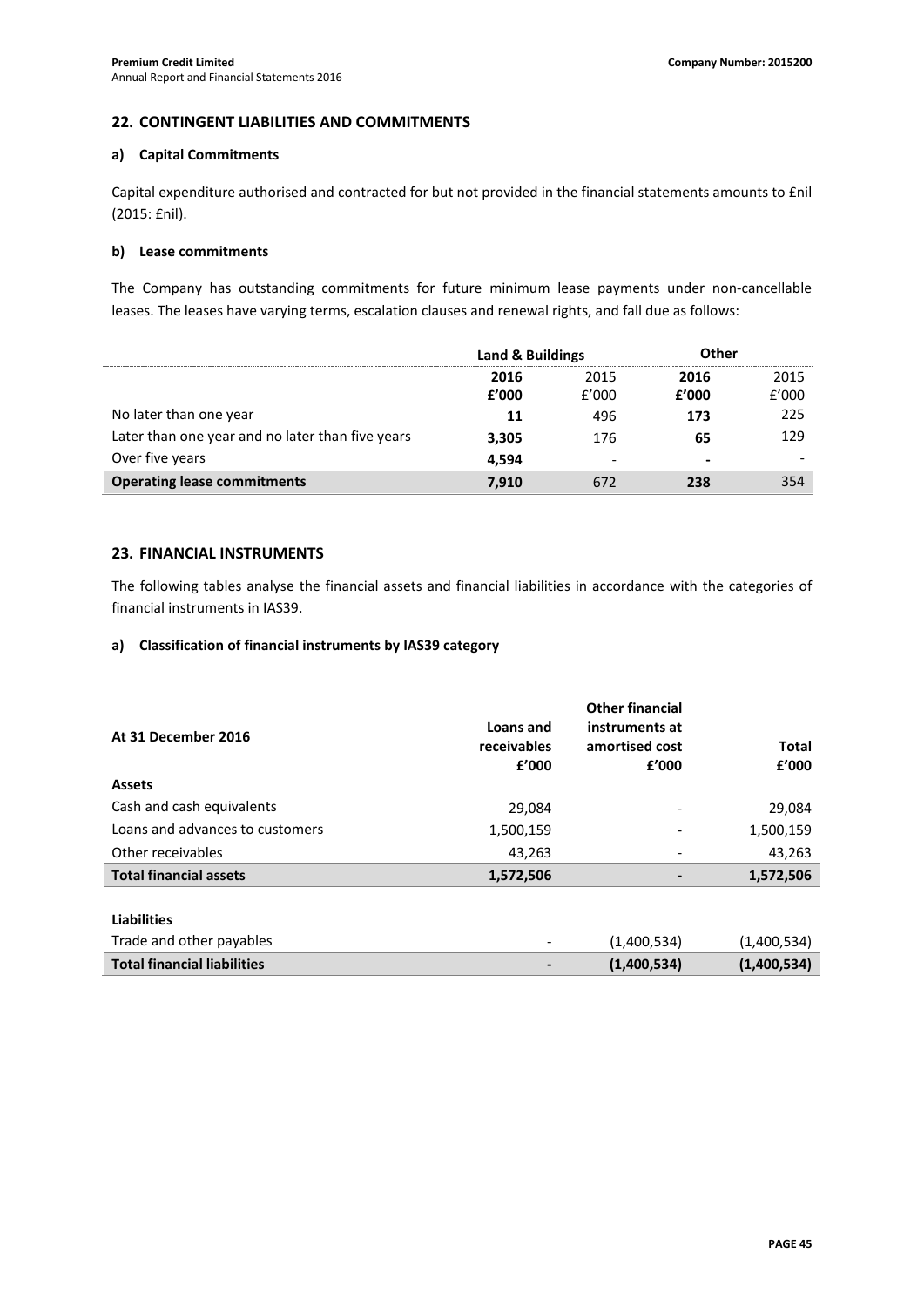## 22. CONTINGENT LIABILITIES AND COMMITMENTS

### a) Capital Commitments

Capital expenditure authorised and contracted for but not provided in the financial statements amounts to £nil (2015: £nil).

### b) Lease commitments

The Company has outstanding commitments for future minimum lease payments under non-cancellable leases. The leases have varying terms, escalation clauses and renewal rights, and fall due as follows:

| | Land & Buildings | | Other | |
|---|---|---|---|---|
| | **2016** | 2015 | **2016** | 2015 |
| | **£'000** | £'000 | **£'000** | £'000 |
| No later than one year | **11** | 496 | **173** | 225 |
| Later than one year and no later than five years | **3,305** | 176 | **65** | 129 |
| Over five years | **4,594** | - | **-** | - |
| **Operating lease commitments** | **7,910** | 672 | **238** | 354 |

## 23. FINANCIAL INSTRUMENTS

The following tables analyse the financial assets and financial liabilities in accordance with the categories of financial instruments in IAS39.

### a) Classification of financial instruments by IAS39 category

| At 31 December 2016 | Loans and receivables £'000 | Other financial instruments at amortised cost £'000 | Total £'000 |
|---|---|---|---|
| **Assets** | | | |
| Cash and cash equivalents | 29,084 | - | 29,084 |
| Loans and advances to customers | 1,500,159 | - | 1,500,159 |
| Other receivables | 43,263 | - | 43,263 |
| **Total financial assets** | **1,572,506** | **-** | **1,572,506** |
| | | | |
| **Liabilities** | | | |
| Trade and other payables | - | (1,400,534) | (1,400,534) |
| **Total financial liabilities** | **-** | **(1,400,534)** | **(1,400,534)** |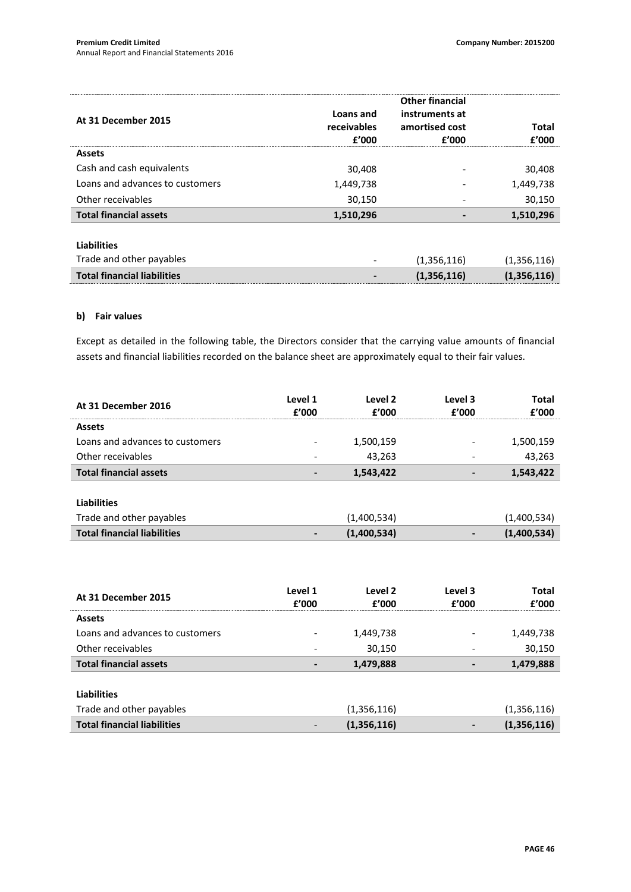| At 31 December 2015 | Loans and receivables £'000 | Other financial instruments at amortised cost £'000 | Total £'000 |
|---|---|---|---|
| **Assets** | | | |
| Cash and cash equivalents | 30,408 | - | 30,408 |
| Loans and advances to customers | 1,449,738 | - | 1,449,738 |
| Other receivables | 30,150 | - | 30,150 |
| **Total financial assets** | **1,510,296** | **-** | **1,510,296** |
| | | | |
| **Liabilities** | | | |
| Trade and other payables | - | (1,356,116) | (1,356,116) |
| **Total financial liabilities** | **-** | **(1,356,116)** | **(1,356,116)** |

**b) Fair values**

Except as detailed in the following table, the Directors consider that the carrying value amounts of financial assets and financial liabilities recorded on the balance sheet are approximately equal to their fair values.

| At 31 December 2016 | Level 1 £'000 | Level 2 £'000 | Level 3 £'000 | Total £'000 |
|---|---|---|---|---|
| **Assets** | | | | |
| Loans and advances to customers | - | 1,500,159 | - | 1,500,159 |
| Other receivables | - | 43,263 | - | 43,263 |
| **Total financial assets** | **-** | **1,543,422** | **-** | **1,543,422** |
| | | | | |
| **Liabilities** | | | | |
| Trade and other payables | | (1,400,534) | | (1,400,534) |
| **Total financial liabilities** | **-** | **(1,400,534)** | **-** | **(1,400,534)** |

| At 31 December 2015 | Level 1 £'000 | Level 2 £'000 | Level 3 £'000 | Total £'000 |
|---|---|---|---|---|
| **Assets** | | | | |
| Loans and advances to customers | - | 1,449,738 | - | 1,449,738 |
| Other receivables | - | 30,150 | - | 30,150 |
| **Total financial assets** | **-** | **1,479,888** | **-** | **1,479,888** |
| | | | | |
| **Liabilities** | | | | |
| Trade and other payables | | (1,356,116) | | (1,356,116) |
| **Total financial liabilities** | - | **(1,356,116)** | **-** | **(1,356,116)** |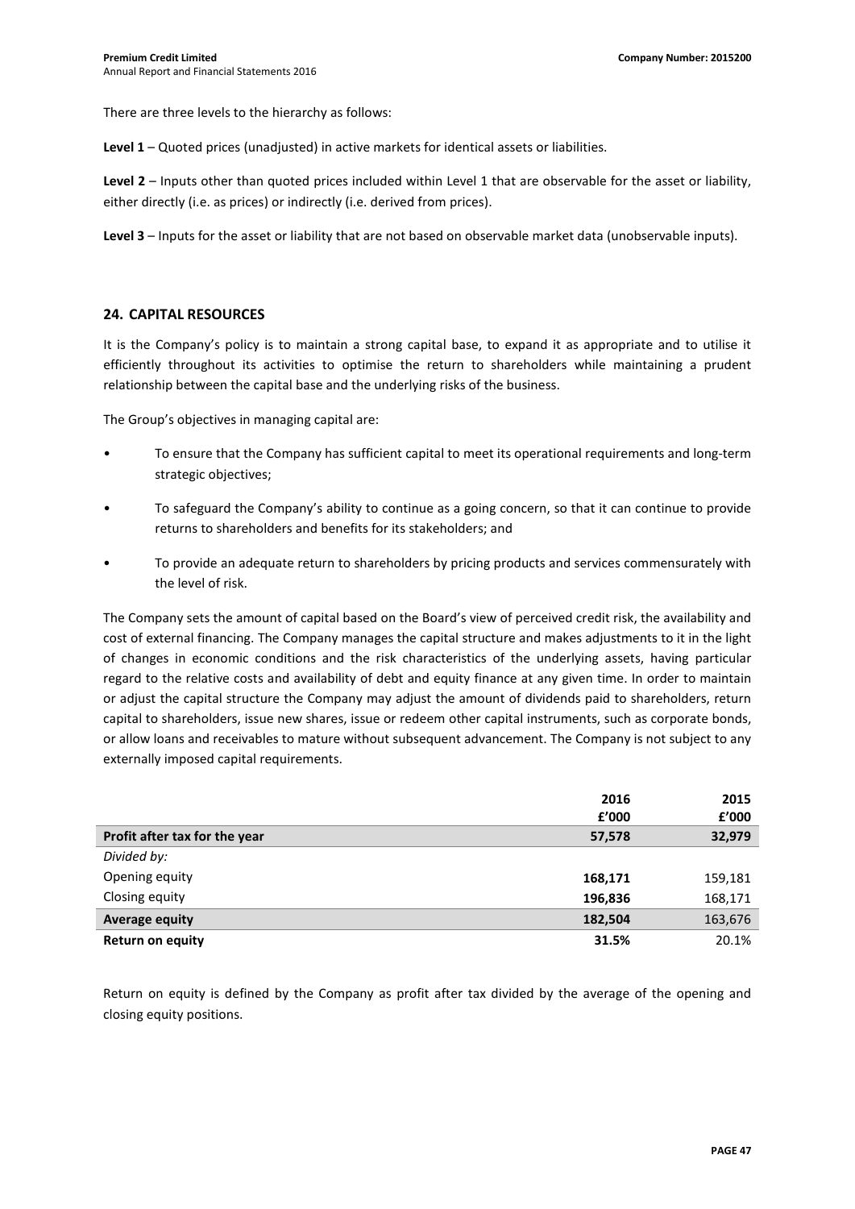There are three levels to the hierarchy as follows:

**Level 1** – Quoted prices (unadjusted) in active markets for identical assets or liabilities.

**Level 2** – Inputs other than quoted prices included within Level 1 that are observable for the asset or liability, either directly (i.e. as prices) or indirectly (i.e. derived from prices).

**Level 3** – Inputs for the asset or liability that are not based on observable market data (unobservable inputs).

## 24. CAPITAL RESOURCES

It is the Company's policy is to maintain a strong capital base, to expand it as appropriate and to utilise it efficiently throughout its activities to optimise the return to shareholders while maintaining a prudent relationship between the capital base and the underlying risks of the business.

The Group's objectives in managing capital are:

- To ensure that the Company has sufficient capital to meet its operational requirements and long-term strategic objectives;
- To safeguard the Company's ability to continue as a going concern, so that it can continue to provide returns to shareholders and benefits for its stakeholders; and
- To provide an adequate return to shareholders by pricing products and services commensurately with the level of risk.

The Company sets the amount of capital based on the Board's view of perceived credit risk, the availability and cost of external financing. The Company manages the capital structure and makes adjustments to it in the light of changes in economic conditions and the risk characteristics of the underlying assets, having particular regard to the relative costs and availability of debt and equity finance at any given time. In order to maintain or adjust the capital structure the Company may adjust the amount of dividends paid to shareholders, return capital to shareholders, issue new shares, issue or redeem other capital instruments, such as corporate bonds, or allow loans and receivables to mature without subsequent advancement. The Company is not subject to any externally imposed capital requirements.

| | 2016 £'000 | 2015 £'000 |
|---|---|---|
| **Profit after tax for the year** | **57,578** | **32,979** |
| *Divided by:* | | |
| Opening equity | **168,171** | 159,181 |
| Closing equity | **196,836** | 168,171 |
| **Average equity** | **182,504** | 163,676 |
| **Return on equity** | **31.5%** | 20.1% |

Return on equity is defined by the Company as profit after tax divided by the average of the opening and closing equity positions.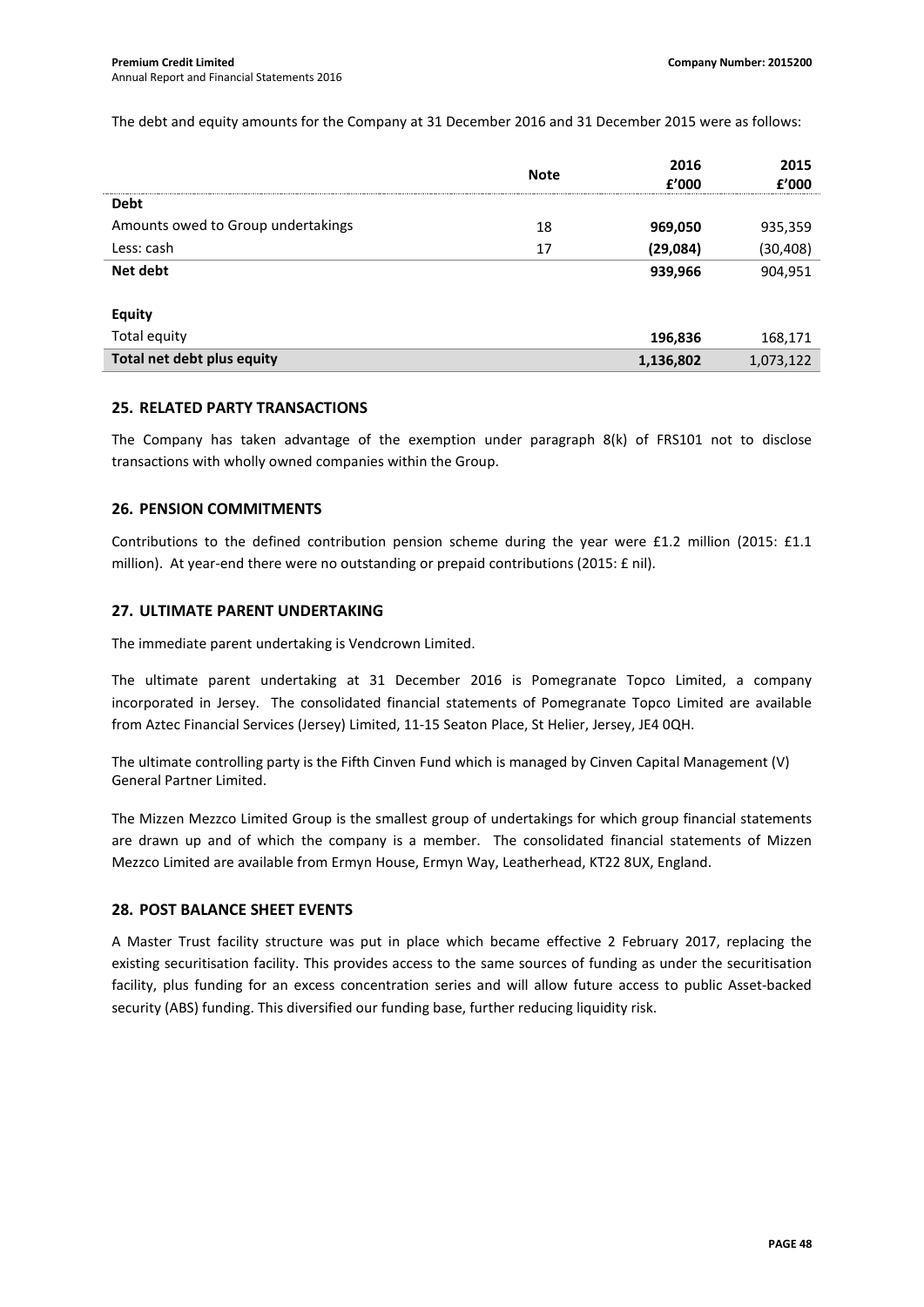The debt and equity amounts for the Company at 31 December 2016 and 31 December 2015 were as follows:

| | Note | 2016 £'000 | 2015 £'000 |
|---|---|---|---|
| **Debt** | | | |
| Amounts owed to Group undertakings | 18 | **969,050** | 935,359 |
| Less: cash | 17 | **(29,084)** | (30,408) |
| **Net debt** | | **939,966** | 904,951 |
| | | | |
| **Equity** | | | |
| Total equity | | **196,836** | 168,171 |
| **Total net debt plus equity** | | **1,136,802** | 1,073,122 |

## 25. RELATED PARTY TRANSACTIONS

The Company has taken advantage of the exemption under paragraph 8(k) of FRS101 not to disclose transactions with wholly owned companies within the Group.

## 26. PENSION COMMITMENTS

Contributions to the defined contribution pension scheme during the year were £1.2 million (2015: £1.1 million). At year-end there were no outstanding or prepaid contributions (2015: £ nil).

## 27. ULTIMATE PARENT UNDERTAKING

The immediate parent undertaking is Vendcrown Limited.

The ultimate parent undertaking at 31 December 2016 is Pomegranate Topco Limited, a company incorporated in Jersey. The consolidated financial statements of Pomegranate Topco Limited are available from Aztec Financial Services (Jersey) Limited, 11-15 Seaton Place, St Helier, Jersey, JE4 0QH.

The ultimate controlling party is the Fifth Cinven Fund which is managed by Cinven Capital Management (V) General Partner Limited.

The Mizzen Mezzco Limited Group is the smallest group of undertakings for which group financial statements are drawn up and of which the company is a member. The consolidated financial statements of Mizzen Mezzco Limited are available from Ermyn House, Ermyn Way, Leatherhead, KT22 8UX, England.

## 28. POST BALANCE SHEET EVENTS

A Master Trust facility structure was put in place which became effective 2 February 2017, replacing the existing securitisation facility. This provides access to the same sources of funding as under the securitisation facility, plus funding for an excess concentration series and will allow future access to public Asset-backed security (ABS) funding. This diversified our funding base, further reducing liquidity risk.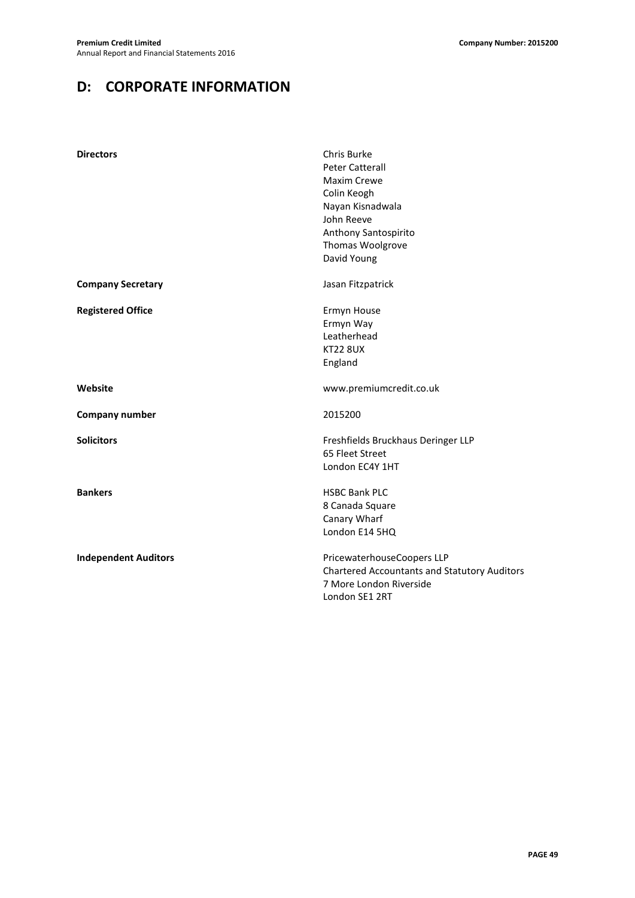# D: CORPORATE INFORMATION

| | |
|---|---|
| **Directors** | Chris Burke<br>Peter Catterall<br>Maxim Crewe<br>Colin Keogh<br>Nayan Kisnadwala<br>John Reeve<br>Anthony Santospirito<br>Thomas Woolgrove<br>David Young |
| **Company Secretary** | Jasan Fitzpatrick |
| **Registered Office** | Ermyn House<br>Ermyn Way<br>Leatherhead<br>KT22 8UX<br>England |
| **Website** | www.premiumcredit.co.uk |
| **Company number** | 2015200 |
| **Solicitors** | Freshfields Bruckhaus Deringer LLP<br>65 Fleet Street<br>London EC4Y 1HT |
| **Bankers** | HSBC Bank PLC<br>8 Canada Square<br>Canary Wharf<br>London E14 5HQ |
| **Independent Auditors** | PricewaterhouseCoopers LLP<br>Chartered Accountants and Statutory Auditors<br>7 More London Riverside<br>London SE1 2RT |